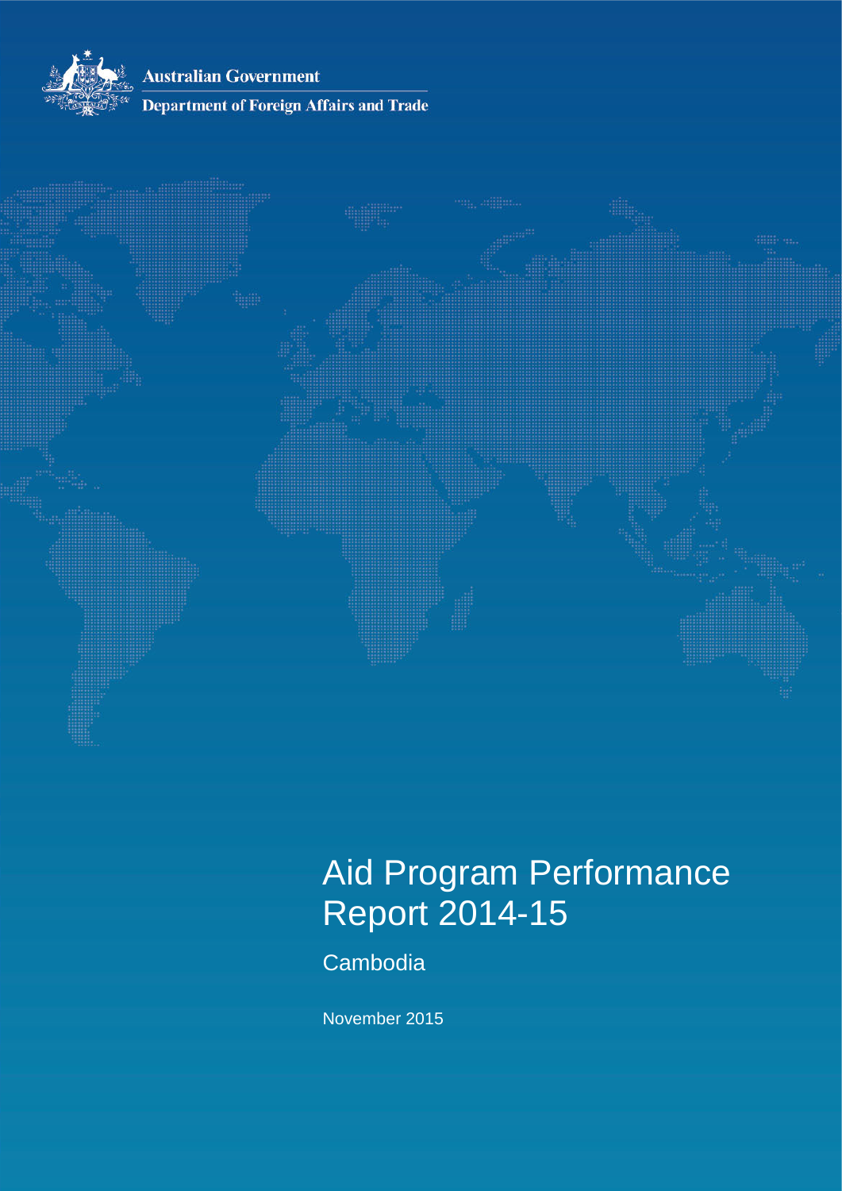Australian Government

Department of Foreign Affairs and Trade

# Aid Program Performance Report 2014-15

## Cambodia

November 2015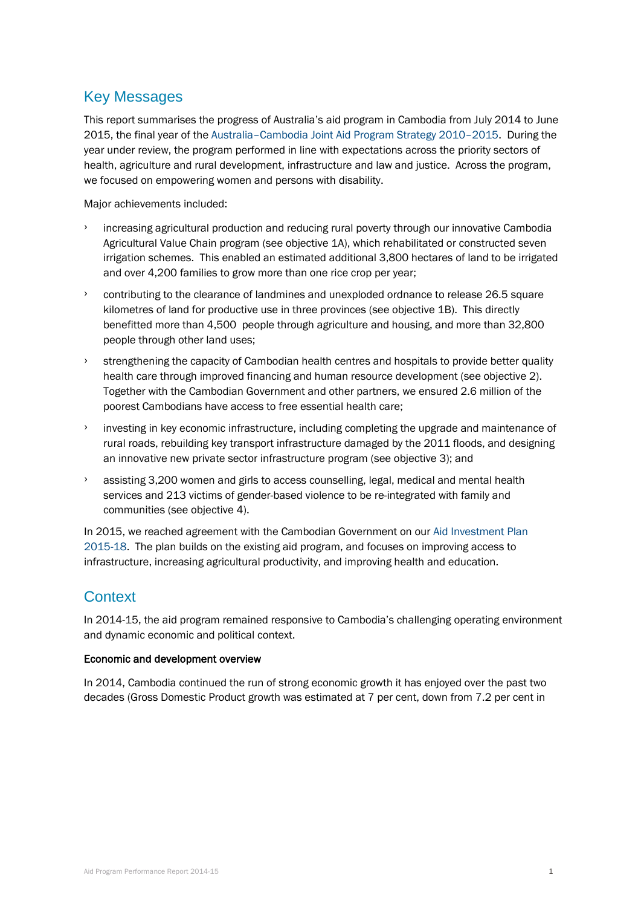## Key Messages

This report summarises the progress of Australia's aid program in Cambodia from July 2014 to June 2015, the final year of the Australia–Cambodia Joint Aid Program Strategy 2010–2015. During the year under review, the program performed in line with expectations across the priority sectors of health, agriculture and rural development, infrastructure and law and justice. Across the program, we focused on empowering women and persons with disability.

Major achievements included:

- increasing agricultural production and reducing rural poverty through our innovative Cambodia Agricultural Value Chain program (see objective 1A), which rehabilitated or constructed seven irrigation schemes. This enabled an estimated additional 3,800 hectares of land to be irrigated and over 4,200 families to grow more than one rice crop per year;
- contributing to the clearance of landmines and unexploded ordnance to release 26.5 square kilometres of land for productive use in three provinces (see objective 1B). This directly benefitted more than 4,500 people through agriculture and housing, and more than 32,800 people through other land uses;
- strengthening the capacity of Cambodian health centres and hospitals to provide better quality health care through improved financing and human resource development (see objective 2). Together with the Cambodian Government and other partners, we ensured 2.6 million of the poorest Cambodians have access to free essential health care;
- investing in key economic infrastructure, including completing the upgrade and maintenance of rural roads, rebuilding key transport infrastructure damaged by the 2011 floods, and designing an innovative new private sector infrastructure program (see objective 3); and
- assisting 3,200 women and girls to access counselling, legal, medical and mental health services and 213 victims of gender-based violence to be re-integrated with family and communities (see objective 4).

In 2015, we reached agreement with the Cambodian Government on our Aid Investment Plan 2015-18. The plan builds on the existing aid program, and focuses on improving access to infrastructure, increasing agricultural productivity, and improving health and education.

## Context

In 2014-15, the aid program remained responsive to Cambodia's challenging operating environment and dynamic economic and political context.

**Economic and development overview**

In 2014, Cambodia continued the run of strong economic growth it has enjoyed over the past two decades (Gross Domestic Product growth was estimated at 7 per cent, down from 7.2 per cent in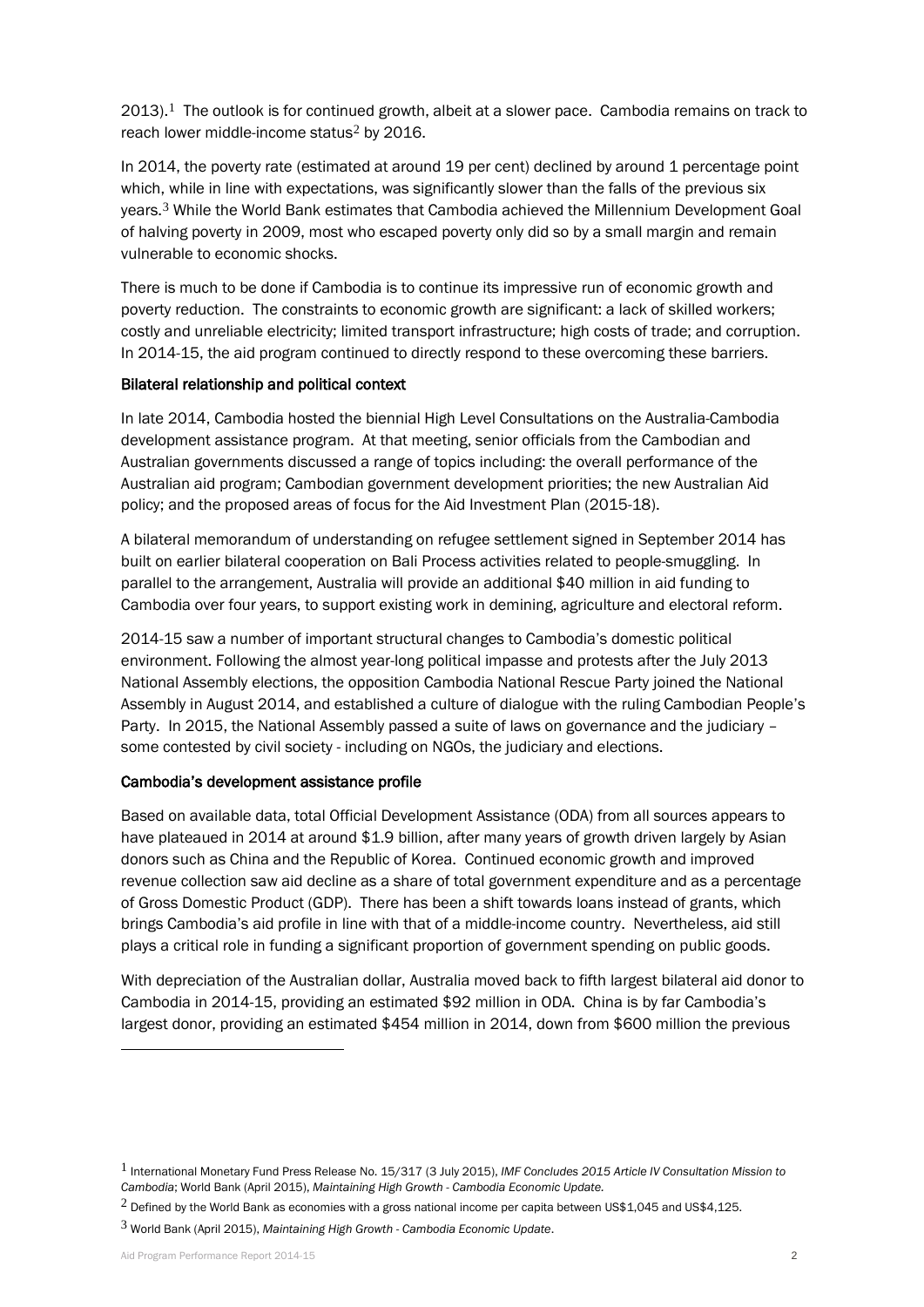2013).[1] The outlook is for continued growth, albeit at a slower pace. Cambodia remains on track to reach lower middle-income status[2] by 2016.

In 2014, the poverty rate (estimated at around 19 per cent) declined by around 1 percentage point which, while in line with expectations, was significantly slower than the falls of the previous six years.[3] While the World Bank estimates that Cambodia achieved the Millennium Development Goal of halving poverty in 2009, most who escaped poverty only did so by a small margin and remain vulnerable to economic shocks.

There is much to be done if Cambodia is to continue its impressive run of economic growth and poverty reduction. The constraints to economic growth are significant: a lack of skilled workers; costly and unreliable electricity; limited transport infrastructure; high costs of trade; and corruption. In 2014-15, the aid program continued to directly respond to these overcoming these barriers.

**Bilateral relationship and political context**

In late 2014, Cambodia hosted the biennial High Level Consultations on the Australia-Cambodia development assistance program. At that meeting, senior officials from the Cambodian and Australian governments discussed a range of topics including: the overall performance of the Australian aid program; Cambodian government development priorities; the new Australian Aid policy; and the proposed areas of focus for the Aid Investment Plan (2015-18).

A bilateral memorandum of understanding on refugee settlement signed in September 2014 has built on earlier bilateral cooperation on Bali Process activities related to people-smuggling. In parallel to the arrangement, Australia will provide an additional $40 million in aid funding to Cambodia over four years, to support existing work in demining, agriculture and electoral reform.

2014-15 saw a number of important structural changes to Cambodia's domestic political environment. Following the almost year-long political impasse and protests after the July 2013 National Assembly elections, the opposition Cambodia National Rescue Party joined the National Assembly in August 2014, and established a culture of dialogue with the ruling Cambodian People's Party. In 2015, the National Assembly passed a suite of laws on governance and the judiciary – some contested by civil society - including on NGOs, the judiciary and elections.

**Cambodia's development assistance profile**

Based on available data, total Official Development Assistance (ODA) from all sources appears to have plateaued in 2014 at around $1.9 billion, after many years of growth driven largely by Asian donors such as China and the Republic of Korea. Continued economic growth and improved revenue collection saw aid decline as a share of total government expenditure and as a percentage of Gross Domestic Product (GDP). There has been a shift towards loans instead of grants, which brings Cambodia's aid profile in line with that of a middle-income country. Nevertheless, aid still plays a critical role in funding a significant proportion of government spending on public goods.

With depreciation of the Australian dollar, Australia moved back to fifth largest bilateral aid donor to Cambodia in 2014-15, providing an estimated $92 million in ODA. China is by far Cambodia's largest donor, providing an estimated $454 million in 2014, down from $600 million the previous

---

[1] International Monetary Fund Press Release No. 15/317 (3 July 2015), *IMF Concludes 2015 Article IV Consultation Mission to Cambodia*; World Bank (April 2015), *Maintaining High Growth - Cambodia Economic Update.*

[2] Defined by the World Bank as economies with a gross national income per capita between US$1,045 and US$4,125.

[3] World Bank (April 2015), *Maintaining High Growth - Cambodia Economic Update*.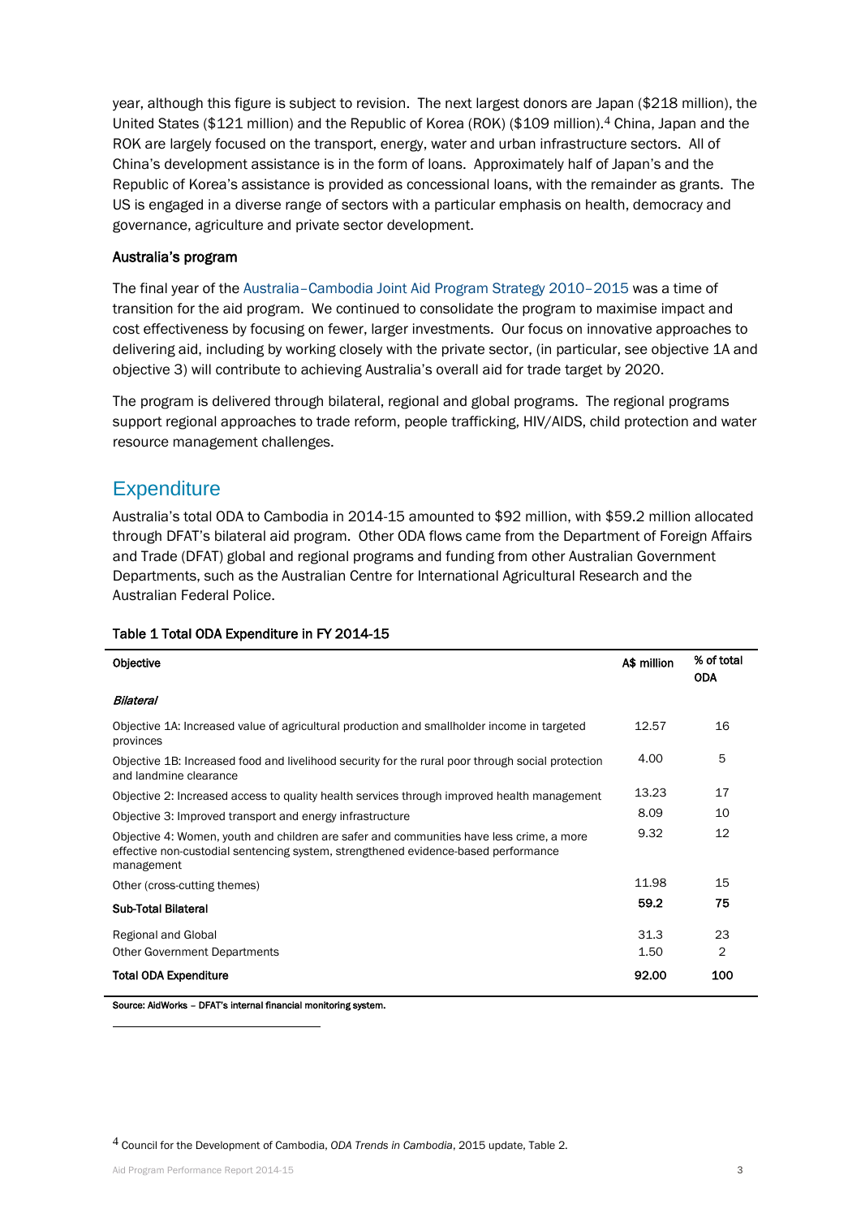year, although this figure is subject to revision. The next largest donors are Japan ($218 million), the United States ($121 million) and the Republic of Korea (ROK) ($109 million).[4] China, Japan and the ROK are largely focused on the transport, energy, water and urban infrastructure sectors. All of China's development assistance is in the form of loans. Approximately half of Japan's and the Republic of Korea's assistance is provided as concessional loans, with the remainder as grants. The US is engaged in a diverse range of sectors with a particular emphasis on health, democracy and governance, agriculture and private sector development.

#### Australia's program

The final year of the Australia–Cambodia Joint Aid Program Strategy 2010–2015 was a time of transition for the aid program. We continued to consolidate the program to maximise impact and cost effectiveness by focusing on fewer, larger investments. Our focus on innovative approaches to delivering aid, including by working closely with the private sector, (in particular, see objective 1A and objective 3) will contribute to achieving Australia's overall aid for trade target by 2020.

The program is delivered through bilateral, regional and global programs. The regional programs support regional approaches to trade reform, people trafficking, HIV/AIDS, child protection and water resource management challenges.

## Expenditure

Australia's total ODA to Cambodia in 2014-15 amounted to $92 million, with $59.2 million allocated through DFAT's bilateral aid program. Other ODA flows came from the Department of Foreign Affairs and Trade (DFAT) global and regional programs and funding from other Australian Government Departments, such as the Australian Centre for International Agricultural Research and the Australian Federal Police.

**Table 1 Total ODA Expenditure in FY 2014-15**

| Objective | A$ million | % of total ODA |
|---|---|---|
| *Bilateral* | | |
| Objective 1A: Increased value of agricultural production and smallholder income in targeted provinces | 12.57 | 16 |
| Objective 1B: Increased food and livelihood security for the rural poor through social protection and landmine clearance | 4.00 | 5 |
| Objective 2: Increased access to quality health services through improved health management | 13.23 | 17 |
| Objective 3: Improved transport and energy infrastructure | 8.09 | 10 |
| Objective 4: Women, youth and children are safer and communities have less crime, a more effective non-custodial sentencing system, strengthened evidence-based performance management | 9.32 | 12 |
| Other (cross-cutting themes) | 11.98 | 15 |
| **Sub-Total Bilateral** | **59.2** | **75** |
| Regional and Global | 31.3 | 23 |
| Other Government Departments | 1.50 | 2 |
| **Total ODA Expenditure** | **92.00** | **100** |

**Source: AidWorks – DFAT's internal financial monitoring system.**

[4] Council for the Development of Cambodia, *ODA Trends in Cambodia*, 2015 update, Table 2.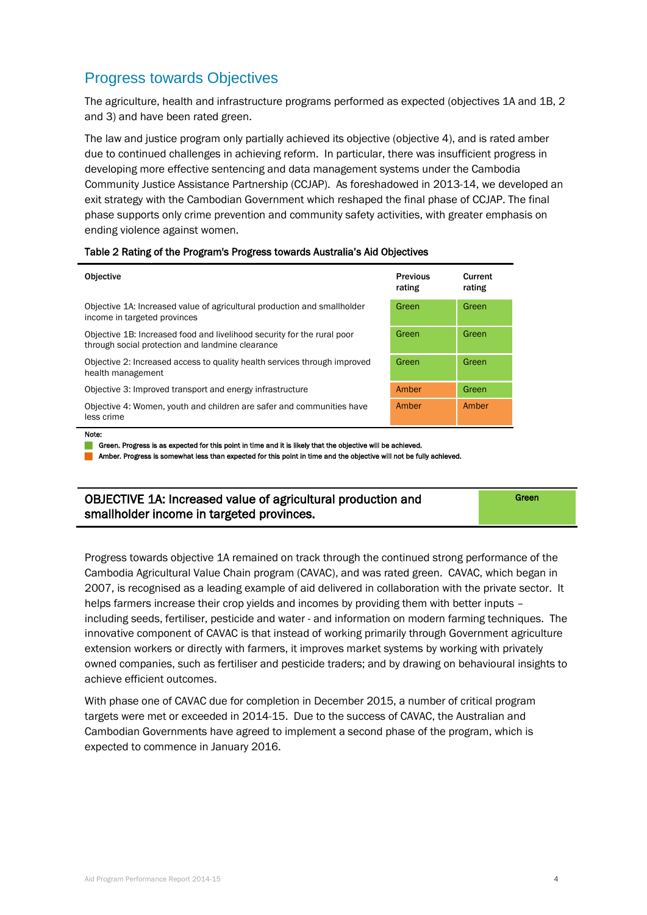## Progress towards Objectives

The agriculture, health and infrastructure programs performed as expected (objectives 1A and 1B, 2 and 3) and have been rated green.

The law and justice program only partially achieved its objective (objective 4), and is rated amber due to continued challenges in achieving reform. In particular, there was insufficient progress in developing more effective sentencing and data management systems under the Cambodia Community Justice Assistance Partnership (CCJAP). As foreshadowed in 2013-14, we developed an exit strategy with the Cambodian Government which reshaped the final phase of CCJAP. The final phase supports only crime prevention and community safety activities, with greater emphasis on ending violence against women.

**Table 2 Rating of the Program's Progress towards Australia's Aid Objectives**

| Objective | Previous rating | Current rating |
|---|---|---|
| Objective 1A: Increased value of agricultural production and smallholder income in targeted provinces | Green | Green |
| Objective 1B: Increased food and livelihood security for the rural poor through social protection and landmine clearance | Green | Green |
| Objective 2: Increased access to quality health services through improved health management | Green | Green |
| Objective 3: Improved transport and energy infrastructure | Amber | Green |
| Objective 4: Women, youth and children are safer and communities have less crime | Amber | Amber |

Note:

Green. Progress is as expected for this point in time and it is likely that the objective will be achieved.

Amber. Progress is somewhat less than expected for this point in time and the objective will not be fully achieved.

### OBJECTIVE 1A: Increased value of agricultural production and smallholder income in targeted provinces. — Green

Progress towards objective 1A remained on track through the continued strong performance of the Cambodia Agricultural Value Chain program (CAVAC), and was rated green. CAVAC, which began in 2007, is recognised as a leading example of aid delivered in collaboration with the private sector. It helps farmers increase their crop yields and incomes by providing them with better inputs – including seeds, fertiliser, pesticide and water - and information on modern farming techniques. The innovative component of CAVAC is that instead of working primarily through Government agriculture extension workers or directly with farmers, it improves market systems by working with privately owned companies, such as fertiliser and pesticide traders; and by drawing on behavioural insights to achieve efficient outcomes.

With phase one of CAVAC due for completion in December 2015, a number of critical program targets were met or exceeded in 2014-15. Due to the success of CAVAC, the Australian and Cambodian Governments have agreed to implement a second phase of the program, which is expected to commence in January 2016.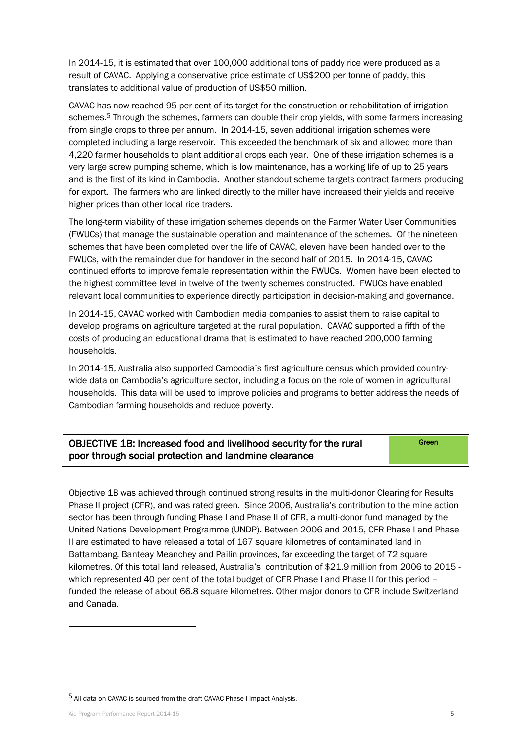In 2014-15, it is estimated that over 100,000 additional tons of paddy rice were produced as a result of CAVAC. Applying a conservative price estimate of US$200 per tonne of paddy, this translates to additional value of production of US$50 million.

CAVAC has now reached 95 per cent of its target for the construction or rehabilitation of irrigation schemes.[5] Through the schemes, farmers can double their crop yields, with some farmers increasing from single crops to three per annum. In 2014-15, seven additional irrigation schemes were completed including a large reservoir. This exceeded the benchmark of six and allowed more than 4,220 farmer households to plant additional crops each year. One of these irrigation schemes is a very large screw pumping scheme, which is low maintenance, has a working life of up to 25 years and is the first of its kind in Cambodia. Another standout scheme targets contract farmers producing for export. The farmers who are linked directly to the miller have increased their yields and receive higher prices than other local rice traders.

The long-term viability of these irrigation schemes depends on the Farmer Water User Communities (FWUCs) that manage the sustainable operation and maintenance of the schemes. Of the nineteen schemes that have been completed over the life of CAVAC, eleven have been handed over to the FWUCs, with the remainder due for handover in the second half of 2015. In 2014-15, CAVAC continued efforts to improve female representation within the FWUCs. Women have been elected to the highest committee level in twelve of the twenty schemes constructed. FWUCs have enabled relevant local communities to experience directly participation in decision-making and governance.

In 2014-15, CAVAC worked with Cambodian media companies to assist them to raise capital to develop programs on agriculture targeted at the rural population. CAVAC supported a fifth of the costs of producing an educational drama that is estimated to have reached 200,000 farming households.

In 2014-15, Australia also supported Cambodia's first agriculture census which provided country-wide data on Cambodia's agriculture sector, including a focus on the role of women in agricultural households. This data will be used to improve policies and programs to better address the needs of Cambodian farming households and reduce poverty.

| OBJECTIVE 1B: Increased food and livelihood security for the rural poor through social protection and landmine clearance | Green |
|---|---|

Objective 1B was achieved through continued strong results in the multi-donor Clearing for Results Phase II project (CFR), and was rated green. Since 2006, Australia's contribution to the mine action sector has been through funding Phase I and Phase II of CFR, a multi-donor fund managed by the United Nations Development Programme (UNDP). Between 2006 and 2015, CFR Phase I and Phase II are estimated to have released a total of 167 square kilometres of contaminated land in Battambang, Banteay Meanchey and Pailin provinces, far exceeding the target of 72 square kilometres. Of this total land released, Australia's contribution of $21.9 million from 2006 to 2015 - which represented 40 per cent of the total budget of CFR Phase I and Phase II for this period – funded the release of about 66.8 square kilometres. Other major donors to CFR include Switzerland and Canada.

[5] All data on CAVAC is sourced from the draft CAVAC Phase I Impact Analysis.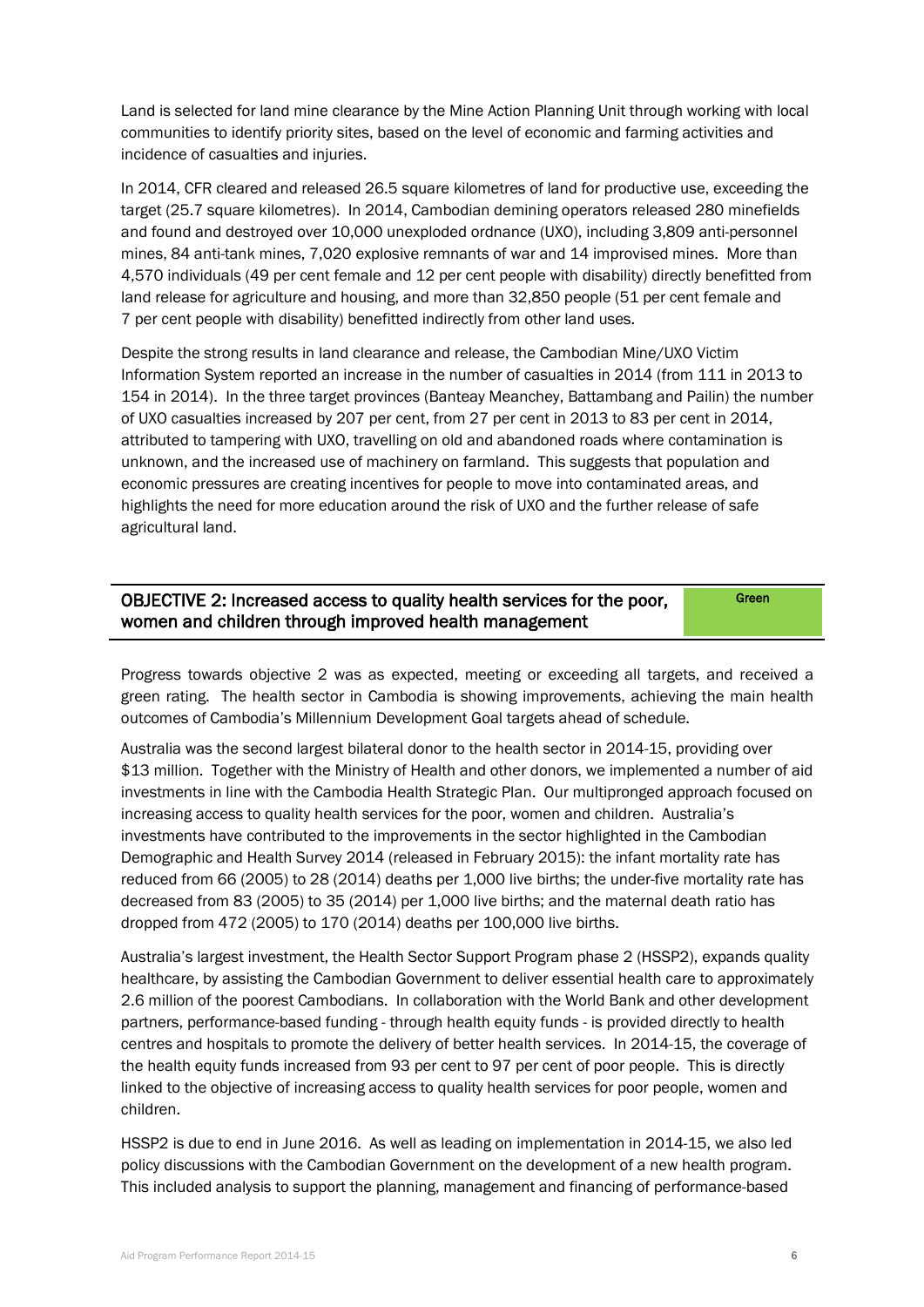Land is selected for land mine clearance by the Mine Action Planning Unit through working with local communities to identify priority sites, based on the level of economic and farming activities and incidence of casualties and injuries.

In 2014, CFR cleared and released 26.5 square kilometres of land for productive use, exceeding the target (25.7 square kilometres). In 2014, Cambodian demining operators released 280 minefields and found and destroyed over 10,000 unexploded ordnance (UXO), including 3,809 anti-personnel mines, 84 anti-tank mines, 7,020 explosive remnants of war and 14 improvised mines. More than 4,570 individuals (49 per cent female and 12 per cent people with disability) directly benefitted from land release for agriculture and housing, and more than 32,850 people (51 per cent female and 7 per cent people with disability) benefitted indirectly from other land uses.

Despite the strong results in land clearance and release, the Cambodian Mine/UXO Victim Information System reported an increase in the number of casualties in 2014 (from 111 in 2013 to 154 in 2014). In the three target provinces (Banteay Meanchey, Battambang and Pailin) the number of UXO casualties increased by 207 per cent, from 27 per cent in 2013 to 83 per cent in 2014, attributed to tampering with UXO, travelling on old and abandoned roads where contamination is unknown, and the increased use of machinery on farmland. This suggests that population and economic pressures are creating incentives for people to move into contaminated areas, and highlights the need for more education around the risk of UXO and the further release of safe agricultural land.

## OBJECTIVE 2: Increased access to quality health services for the poor, women and children through improved health management

**Green**

Progress towards objective 2 was as expected, meeting or exceeding all targets, and received a green rating. The health sector in Cambodia is showing improvements, achieving the main health outcomes of Cambodia's Millennium Development Goal targets ahead of schedule.

Australia was the second largest bilateral donor to the health sector in 2014-15, providing over $13 million. Together with the Ministry of Health and other donors, we implemented a number of aid investments in line with the Cambodia Health Strategic Plan. Our multipronged approach focused on increasing access to quality health services for the poor, women and children. Australia's investments have contributed to the improvements in the sector highlighted in the Cambodian Demographic and Health Survey 2014 (released in February 2015): the infant mortality rate has reduced from 66 (2005) to 28 (2014) deaths per 1,000 live births; the under-five mortality rate has decreased from 83 (2005) to 35 (2014) per 1,000 live births; and the maternal death ratio has dropped from 472 (2005) to 170 (2014) deaths per 100,000 live births.

Australia's largest investment, the Health Sector Support Program phase 2 (HSSP2), expands quality healthcare, by assisting the Cambodian Government to deliver essential health care to approximately 2.6 million of the poorest Cambodians. In collaboration with the World Bank and other development partners, performance-based funding - through health equity funds - is provided directly to health centres and hospitals to promote the delivery of better health services. In 2014-15, the coverage of the health equity funds increased from 93 per cent to 97 per cent of poor people. This is directly linked to the objective of increasing access to quality health services for poor people, women and children.

HSSP2 is due to end in June 2016. As well as leading on implementation in 2014-15, we also led policy discussions with the Cambodian Government on the development of a new health program. This included analysis to support the planning, management and financing of performance-based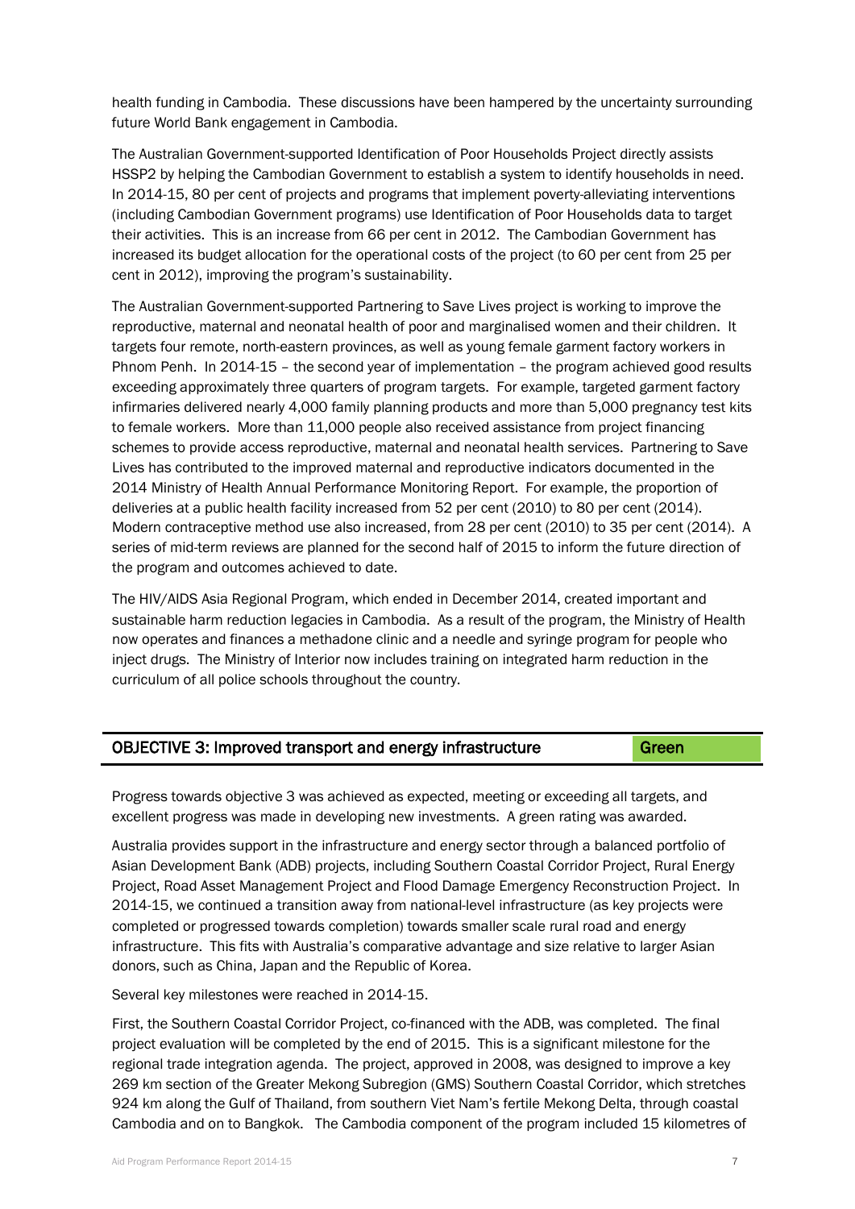health funding in Cambodia. These discussions have been hampered by the uncertainty surrounding future World Bank engagement in Cambodia.

The Australian Government-supported Identification of Poor Households Project directly assists HSSP2 by helping the Cambodian Government to establish a system to identify households in need. In 2014-15, 80 per cent of projects and programs that implement poverty-alleviating interventions (including Cambodian Government programs) use Identification of Poor Households data to target their activities. This is an increase from 66 per cent in 2012. The Cambodian Government has increased its budget allocation for the operational costs of the project (to 60 per cent from 25 per cent in 2012), improving the program's sustainability.

The Australian Government-supported Partnering to Save Lives project is working to improve the reproductive, maternal and neonatal health of poor and marginalised women and their children. It targets four remote, north-eastern provinces, as well as young female garment factory workers in Phnom Penh. In 2014-15 – the second year of implementation – the program achieved good results exceeding approximately three quarters of program targets. For example, targeted garment factory infirmaries delivered nearly 4,000 family planning products and more than 5,000 pregnancy test kits to female workers. More than 11,000 people also received assistance from project financing schemes to provide access reproductive, maternal and neonatal health services. Partnering to Save Lives has contributed to the improved maternal and reproductive indicators documented in the 2014 Ministry of Health Annual Performance Monitoring Report. For example, the proportion of deliveries at a public health facility increased from 52 per cent (2010) to 80 per cent (2014). Modern contraceptive method use also increased, from 28 per cent (2010) to 35 per cent (2014). A series of mid-term reviews are planned for the second half of 2015 to inform the future direction of the program and outcomes achieved to date.

The HIV/AIDS Asia Regional Program, which ended in December 2014, created important and sustainable harm reduction legacies in Cambodia. As a result of the program, the Ministry of Health now operates and finances a methadone clinic and a needle and syringe program for people who inject drugs. The Ministry of Interior now includes training on integrated harm reduction in the curriculum of all police schools throughout the country.

| OBJECTIVE 3: Improved transport and energy infrastructure | Green |
|---|---|

Progress towards objective 3 was achieved as expected, meeting or exceeding all targets, and excellent progress was made in developing new investments. A green rating was awarded.

Australia provides support in the infrastructure and energy sector through a balanced portfolio of Asian Development Bank (ADB) projects, including Southern Coastal Corridor Project, Rural Energy Project, Road Asset Management Project and Flood Damage Emergency Reconstruction Project. In 2014-15, we continued a transition away from national-level infrastructure (as key projects were completed or progressed towards completion) towards smaller scale rural road and energy infrastructure. This fits with Australia's comparative advantage and size relative to larger Asian donors, such as China, Japan and the Republic of Korea.

Several key milestones were reached in 2014-15.

First, the Southern Coastal Corridor Project, co-financed with the ADB, was completed. The final project evaluation will be completed by the end of 2015. This is a significant milestone for the regional trade integration agenda. The project, approved in 2008, was designed to improve a key 269 km section of the Greater Mekong Subregion (GMS) Southern Coastal Corridor, which stretches 924 km along the Gulf of Thailand, from southern Viet Nam's fertile Mekong Delta, through coastal Cambodia and on to Bangkok. The Cambodia component of the program included 15 kilometres of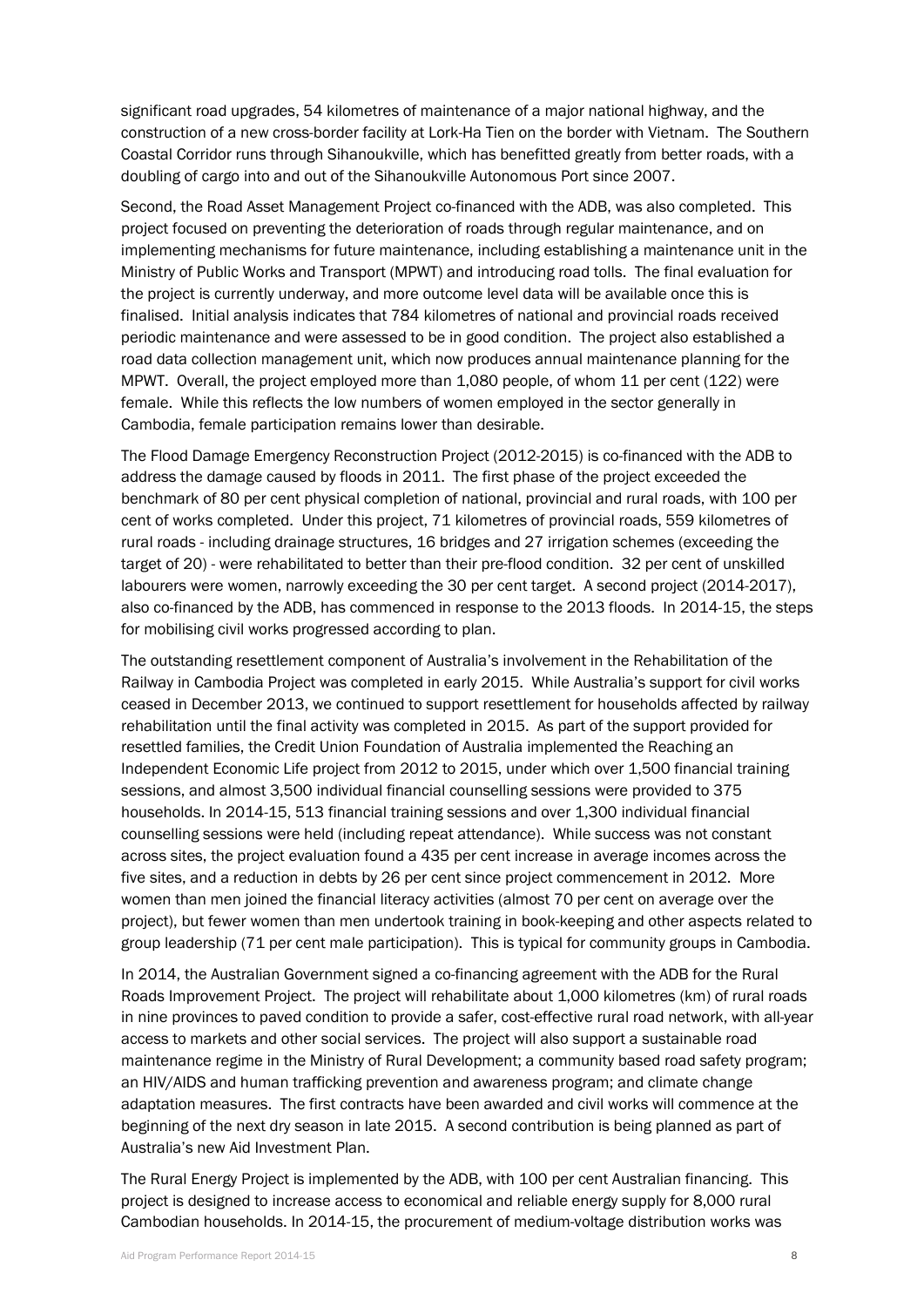significant road upgrades, 54 kilometres of maintenance of a major national highway, and the construction of a new cross-border facility at Lork-Ha Tien on the border with Vietnam. The Southern Coastal Corridor runs through Sihanoukville, which has benefitted greatly from better roads, with a doubling of cargo into and out of the Sihanoukville Autonomous Port since 2007.

Second, the Road Asset Management Project co-financed with the ADB, was also completed. This project focused on preventing the deterioration of roads through regular maintenance, and on implementing mechanisms for future maintenance, including establishing a maintenance unit in the Ministry of Public Works and Transport (MPWT) and introducing road tolls. The final evaluation for the project is currently underway, and more outcome level data will be available once this is finalised. Initial analysis indicates that 784 kilometres of national and provincial roads received periodic maintenance and were assessed to be in good condition. The project also established a road data collection management unit, which now produces annual maintenance planning for the MPWT. Overall, the project employed more than 1,080 people, of whom 11 per cent (122) were female. While this reflects the low numbers of women employed in the sector generally in Cambodia, female participation remains lower than desirable.

The Flood Damage Emergency Reconstruction Project (2012-2015) is co-financed with the ADB to address the damage caused by floods in 2011. The first phase of the project exceeded the benchmark of 80 per cent physical completion of national, provincial and rural roads, with 100 per cent of works completed. Under this project, 71 kilometres of provincial roads, 559 kilometres of rural roads - including drainage structures, 16 bridges and 27 irrigation schemes (exceeding the target of 20) - were rehabilitated to better than their pre-flood condition. 32 per cent of unskilled labourers were women, narrowly exceeding the 30 per cent target. A second project (2014-2017), also co-financed by the ADB, has commenced in response to the 2013 floods. In 2014-15, the steps for mobilising civil works progressed according to plan.

The outstanding resettlement component of Australia's involvement in the Rehabilitation of the Railway in Cambodia Project was completed in early 2015. While Australia's support for civil works ceased in December 2013, we continued to support resettlement for households affected by railway rehabilitation until the final activity was completed in 2015. As part of the support provided for resettled families, the Credit Union Foundation of Australia implemented the Reaching an Independent Economic Life project from 2012 to 2015, under which over 1,500 financial training sessions, and almost 3,500 individual financial counselling sessions were provided to 375 households. In 2014-15, 513 financial training sessions and over 1,300 individual financial counselling sessions were held (including repeat attendance). While success was not constant across sites, the project evaluation found a 435 per cent increase in average incomes across the five sites, and a reduction in debts by 26 per cent since project commencement in 2012. More women than men joined the financial literacy activities (almost 70 per cent on average over the project), but fewer women than men undertook training in book-keeping and other aspects related to group leadership (71 per cent male participation). This is typical for community groups in Cambodia.

In 2014, the Australian Government signed a co-financing agreement with the ADB for the Rural Roads Improvement Project. The project will rehabilitate about 1,000 kilometres (km) of rural roads in nine provinces to paved condition to provide a safer, cost-effective rural road network, with all-year access to markets and other social services. The project will also support a sustainable road maintenance regime in the Ministry of Rural Development; a community based road safety program; an HIV/AIDS and human trafficking prevention and awareness program; and climate change adaptation measures. The first contracts have been awarded and civil works will commence at the beginning of the next dry season in late 2015. A second contribution is being planned as part of Australia's new Aid Investment Plan.

The Rural Energy Project is implemented by the ADB, with 100 per cent Australian financing. This project is designed to increase access to economical and reliable energy supply for 8,000 rural Cambodian households. In 2014-15, the procurement of medium-voltage distribution works was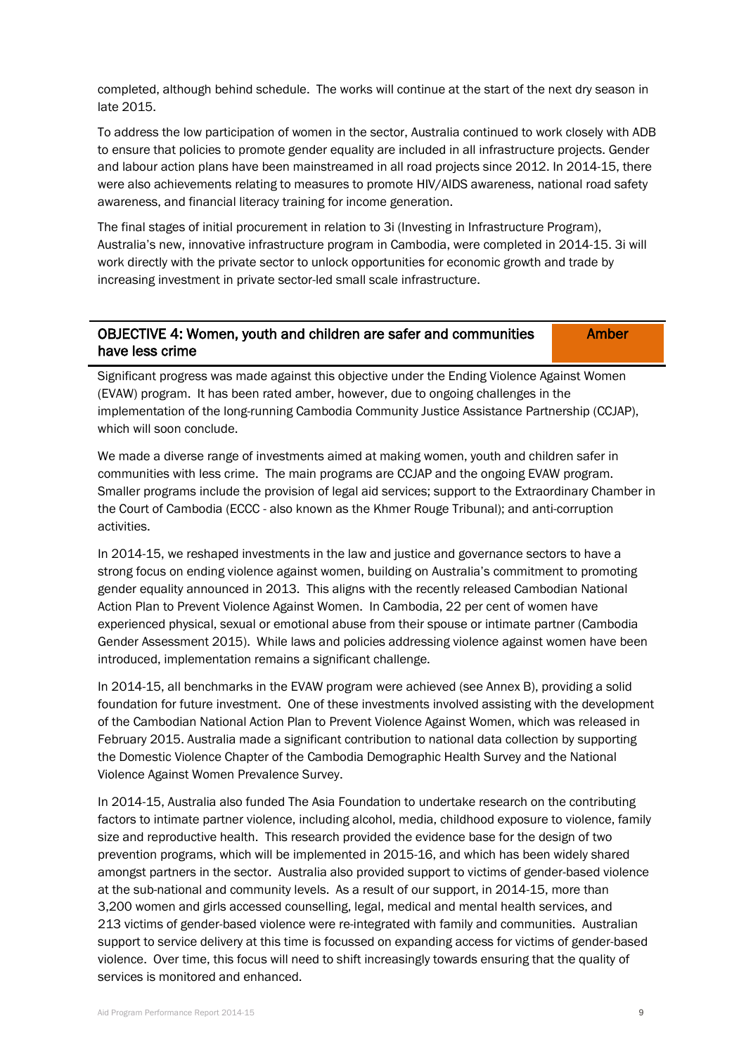completed, although behind schedule. The works will continue at the start of the next dry season in late 2015.

To address the low participation of women in the sector, Australia continued to work closely with ADB to ensure that policies to promote gender equality are included in all infrastructure projects. Gender and labour action plans have been mainstreamed in all road projects since 2012. In 2014-15, there were also achievements relating to measures to promote HIV/AIDS awareness, national road safety awareness, and financial literacy training for income generation.

The final stages of initial procurement in relation to 3i (Investing in Infrastructure Program), Australia's new, innovative infrastructure program in Cambodia, were completed in 2014-15. 3i will work directly with the private sector to unlock opportunities for economic growth and trade by increasing investment in private sector-led small scale infrastructure.

| OBJECTIVE 4: Women, youth and children are safer and communities have less crime | Amber |
| --- | --- |

Significant progress was made against this objective under the Ending Violence Against Women (EVAW) program. It has been rated amber, however, due to ongoing challenges in the implementation of the long-running Cambodia Community Justice Assistance Partnership (CCJAP), which will soon conclude.

We made a diverse range of investments aimed at making women, youth and children safer in communities with less crime. The main programs are CCJAP and the ongoing EVAW program. Smaller programs include the provision of legal aid services; support to the Extraordinary Chamber in the Court of Cambodia (ECCC - also known as the Khmer Rouge Tribunal); and anti-corruption activities.

In 2014-15, we reshaped investments in the law and justice and governance sectors to have a strong focus on ending violence against women, building on Australia's commitment to promoting gender equality announced in 2013. This aligns with the recently released Cambodian National Action Plan to Prevent Violence Against Women. In Cambodia, 22 per cent of women have experienced physical, sexual or emotional abuse from their spouse or intimate partner (Cambodia Gender Assessment 2015). While laws and policies addressing violence against women have been introduced, implementation remains a significant challenge.

In 2014-15, all benchmarks in the EVAW program were achieved (see Annex B), providing a solid foundation for future investment. One of these investments involved assisting with the development of the Cambodian National Action Plan to Prevent Violence Against Women, which was released in February 2015. Australia made a significant contribution to national data collection by supporting the Domestic Violence Chapter of the Cambodia Demographic Health Survey and the National Violence Against Women Prevalence Survey.

In 2014-15, Australia also funded The Asia Foundation to undertake research on the contributing factors to intimate partner violence, including alcohol, media, childhood exposure to violence, family size and reproductive health. This research provided the evidence base for the design of two prevention programs, which will be implemented in 2015-16, and which has been widely shared amongst partners in the sector. Australia also provided support to victims of gender-based violence at the sub-national and community levels. As a result of our support, in 2014-15, more than 3,200 women and girls accessed counselling, legal, medical and mental health services, and 213 victims of gender-based violence were re-integrated with family and communities. Australian support to service delivery at this time is focussed on expanding access for victims of gender-based violence. Over time, this focus will need to shift increasingly towards ensuring that the quality of services is monitored and enhanced.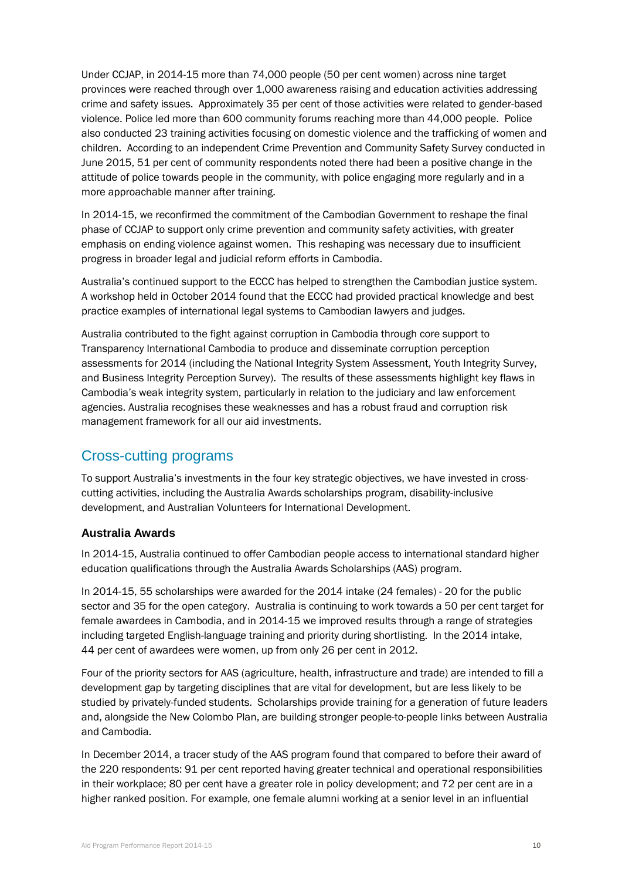Under CCJAP, in 2014-15 more than 74,000 people (50 per cent women) across nine target provinces were reached through over 1,000 awareness raising and education activities addressing crime and safety issues. Approximately 35 per cent of those activities were related to gender-based violence. Police led more than 600 community forums reaching more than 44,000 people. Police also conducted 23 training activities focusing on domestic violence and the trafficking of women and children. According to an independent Crime Prevention and Community Safety Survey conducted in June 2015, 51 per cent of community respondents noted there had been a positive change in the attitude of police towards people in the community, with police engaging more regularly and in a more approachable manner after training.

In 2014-15, we reconfirmed the commitment of the Cambodian Government to reshape the final phase of CCJAP to support only crime prevention and community safety activities, with greater emphasis on ending violence against women. This reshaping was necessary due to insufficient progress in broader legal and judicial reform efforts in Cambodia.

Australia's continued support to the ECCC has helped to strengthen the Cambodian justice system. A workshop held in October 2014 found that the ECCC had provided practical knowledge and best practice examples of international legal systems to Cambodian lawyers and judges.

Australia contributed to the fight against corruption in Cambodia through core support to Transparency International Cambodia to produce and disseminate corruption perception assessments for 2014 (including the National Integrity System Assessment, Youth Integrity Survey, and Business Integrity Perception Survey). The results of these assessments highlight key flaws in Cambodia's weak integrity system, particularly in relation to the judiciary and law enforcement agencies. Australia recognises these weaknesses and has a robust fraud and corruption risk management framework for all our aid investments.

## Cross-cutting programs

To support Australia's investments in the four key strategic objectives, we have invested in cross-cutting activities, including the Australia Awards scholarships program, disability-inclusive development, and Australian Volunteers for International Development.

### Australia Awards

In 2014-15, Australia continued to offer Cambodian people access to international standard higher education qualifications through the Australia Awards Scholarships (AAS) program.

In 2014-15, 55 scholarships were awarded for the 2014 intake (24 females) - 20 for the public sector and 35 for the open category. Australia is continuing to work towards a 50 per cent target for female awardees in Cambodia, and in 2014-15 we improved results through a range of strategies including targeted English-language training and priority during shortlisting. In the 2014 intake, 44 per cent of awardees were women, up from only 26 per cent in 2012.

Four of the priority sectors for AAS (agriculture, health, infrastructure and trade) are intended to fill a development gap by targeting disciplines that are vital for development, but are less likely to be studied by privately-funded students. Scholarships provide training for a generation of future leaders and, alongside the New Colombo Plan, are building stronger people-to-people links between Australia and Cambodia.

In December 2014, a tracer study of the AAS program found that compared to before their award of the 220 respondents: 91 per cent reported having greater technical and operational responsibilities in their workplace; 80 per cent have a greater role in policy development; and 72 per cent are in a higher ranked position. For example, one female alumni working at a senior level in an influential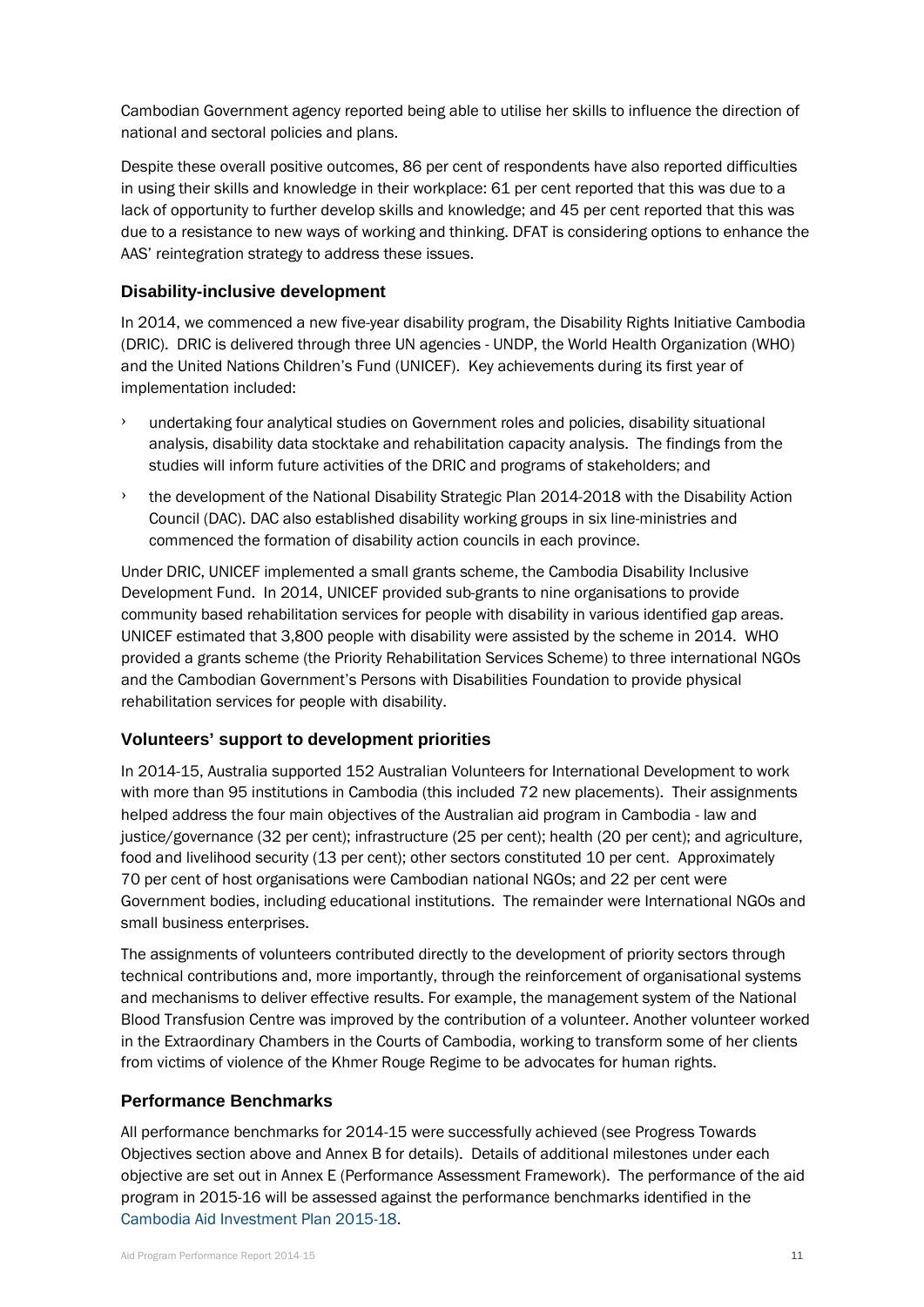Cambodian Government agency reported being able to utilise her skills to influence the direction of national and sectoral policies and plans.

Despite these overall positive outcomes, 86 per cent of respondents have also reported difficulties in using their skills and knowledge in their workplace: 61 per cent reported that this was due to a lack of opportunity to further develop skills and knowledge; and 45 per cent reported that this was due to a resistance to new ways of working and thinking. DFAT is considering options to enhance the AAS' reintegration strategy to address these issues.

### Disability-inclusive development

In 2014, we commenced a new five-year disability program, the Disability Rights Initiative Cambodia (DRIC). DRIC is delivered through three UN agencies - UNDP, the World Health Organization (WHO) and the United Nations Children's Fund (UNICEF). Key achievements during its first year of implementation included:

- undertaking four analytical studies on Government roles and policies, disability situational analysis, disability data stocktake and rehabilitation capacity analysis. The findings from the studies will inform future activities of the DRIC and programs of stakeholders; and
- the development of the National Disability Strategic Plan 2014-2018 with the Disability Action Council (DAC). DAC also established disability working groups in six line-ministries and commenced the formation of disability action councils in each province.

Under DRIC, UNICEF implemented a small grants scheme, the Cambodia Disability Inclusive Development Fund. In 2014, UNICEF provided sub-grants to nine organisations to provide community based rehabilitation services for people with disability in various identified gap areas. UNICEF estimated that 3,800 people with disability were assisted by the scheme in 2014. WHO provided a grants scheme (the Priority Rehabilitation Services Scheme) to three international NGOs and the Cambodian Government's Persons with Disabilities Foundation to provide physical rehabilitation services for people with disability.

### Volunteers' support to development priorities

In 2014-15, Australia supported 152 Australian Volunteers for International Development to work with more than 95 institutions in Cambodia (this included 72 new placements). Their assignments helped address the four main objectives of the Australian aid program in Cambodia - law and justice/governance (32 per cent); infrastructure (25 per cent); health (20 per cent); and agriculture, food and livelihood security (13 per cent); other sectors constituted 10 per cent. Approximately 70 per cent of host organisations were Cambodian national NGOs; and 22 per cent were Government bodies, including educational institutions. The remainder were International NGOs and small business enterprises.

The assignments of volunteers contributed directly to the development of priority sectors through technical contributions and, more importantly, through the reinforcement of organisational systems and mechanisms to deliver effective results. For example, the management system of the National Blood Transfusion Centre was improved by the contribution of a volunteer. Another volunteer worked in the Extraordinary Chambers in the Courts of Cambodia, working to transform some of her clients from victims of violence of the Khmer Rouge Regime to be advocates for human rights.

### Performance Benchmarks

All performance benchmarks for 2014-15 were successfully achieved (see Progress Towards Objectives section above and Annex B for details). Details of additional milestones under each objective are set out in Annex E (Performance Assessment Framework). The performance of the aid program in 2015-16 will be assessed against the performance benchmarks identified in the Cambodia Aid Investment Plan 2015-18.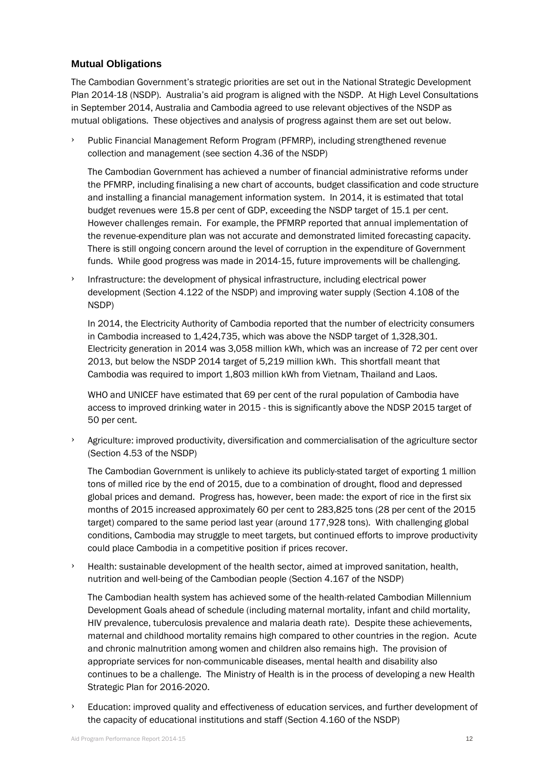### Mutual Obligations

The Cambodian Government's strategic priorities are set out in the National Strategic Development Plan 2014-18 (NSDP). Australia's aid program is aligned with the NSDP. At High Level Consultations in September 2014, Australia and Cambodia agreed to use relevant objectives of the NSDP as mutual obligations. These objectives and analysis of progress against them are set out below.

- Public Financial Management Reform Program (PFMRP), including strengthened revenue collection and management (see section 4.36 of the NSDP)

  The Cambodian Government has achieved a number of financial administrative reforms under the PFMRP, including finalising a new chart of accounts, budget classification and code structure and installing a financial management information system. In 2014, it is estimated that total budget revenues were 15.8 per cent of GDP, exceeding the NSDP target of 15.1 per cent. However challenges remain. For example, the PFMRP reported that annual implementation of the revenue-expenditure plan was not accurate and demonstrated limited forecasting capacity. There is still ongoing concern around the level of corruption in the expenditure of Government funds. While good progress was made in 2014-15, future improvements will be challenging.

- Infrastructure: the development of physical infrastructure, including electrical power development (Section 4.122 of the NSDP) and improving water supply (Section 4.108 of the NSDP)

  In 2014, the Electricity Authority of Cambodia reported that the number of electricity consumers in Cambodia increased to 1,424,735, which was above the NSDP target of 1,328,301. Electricity generation in 2014 was 3,058 million kWh, which was an increase of 72 per cent over 2013, but below the NSDP 2014 target of 5,219 million kWh. This shortfall meant that Cambodia was required to import 1,803 million kWh from Vietnam, Thailand and Laos.

  WHO and UNICEF have estimated that 69 per cent of the rural population of Cambodia have access to improved drinking water in 2015 - this is significantly above the NDSP 2015 target of 50 per cent.

- Agriculture: improved productivity, diversification and commercialisation of the agriculture sector (Section 4.53 of the NSDP)

  The Cambodian Government is unlikely to achieve its publicly-stated target of exporting 1 million tons of milled rice by the end of 2015, due to a combination of drought, flood and depressed global prices and demand. Progress has, however, been made: the export of rice in the first six months of 2015 increased approximately 60 per cent to 283,825 tons (28 per cent of the 2015 target) compared to the same period last year (around 177,928 tons). With challenging global conditions, Cambodia may struggle to meet targets, but continued efforts to improve productivity could place Cambodia in a competitive position if prices recover.

- Health: sustainable development of the health sector, aimed at improved sanitation, health, nutrition and well-being of the Cambodian people (Section 4.167 of the NSDP)

  The Cambodian health system has achieved some of the health-related Cambodian Millennium Development Goals ahead of schedule (including maternal mortality, infant and child mortality, HIV prevalence, tuberculosis prevalence and malaria death rate). Despite these achievements, maternal and childhood mortality remains high compared to other countries in the region. Acute and chronic malnutrition among women and children also remains high. The provision of appropriate services for non-communicable diseases, mental health and disability also continues to be a challenge. The Ministry of Health is in the process of developing a new Health Strategic Plan for 2016-2020.

- Education: improved quality and effectiveness of education services, and further development of the capacity of educational institutions and staff (Section 4.160 of the NSDP)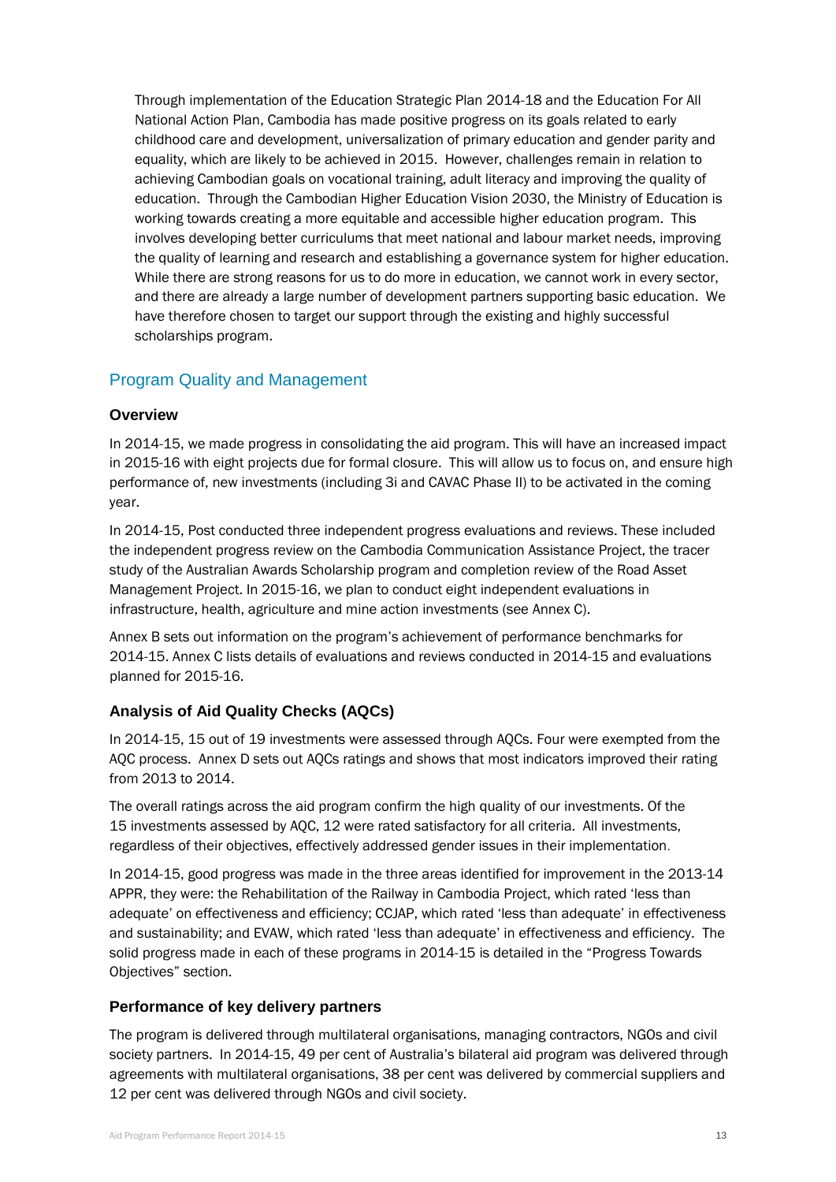Through implementation of the Education Strategic Plan 2014-18 and the Education For All National Action Plan, Cambodia has made positive progress on its goals related to early childhood care and development, universalization of primary education and gender parity and equality, which are likely to be achieved in 2015. However, challenges remain in relation to achieving Cambodian goals on vocational training, adult literacy and improving the quality of education. Through the Cambodian Higher Education Vision 2030, the Ministry of Education is working towards creating a more equitable and accessible higher education program. This involves developing better curriculums that meet national and labour market needs, improving the quality of learning and research and establishing a governance system for higher education. While there are strong reasons for us to do more in education, we cannot work in every sector, and there are already a large number of development partners supporting basic education. We have therefore chosen to target our support through the existing and highly successful scholarships program.

## Program Quality and Management

### Overview

In 2014-15, we made progress in consolidating the aid program. This will have an increased impact in 2015-16 with eight projects due for formal closure. This will allow us to focus on, and ensure high performance of, new investments (including 3i and CAVAC Phase II) to be activated in the coming year.

In 2014-15, Post conducted three independent progress evaluations and reviews. These included the independent progress review on the Cambodia Communication Assistance Project, the tracer study of the Australian Awards Scholarship program and completion review of the Road Asset Management Project. In 2015-16, we plan to conduct eight independent evaluations in infrastructure, health, agriculture and mine action investments (see Annex C).

Annex B sets out information on the program's achievement of performance benchmarks for 2014-15. Annex C lists details of evaluations and reviews conducted in 2014-15 and evaluations planned for 2015-16.

### Analysis of Aid Quality Checks (AQCs)

In 2014-15, 15 out of 19 investments were assessed through AQCs. Four were exempted from the AQC process. Annex D sets out AQCs ratings and shows that most indicators improved their rating from 2013 to 2014.

The overall ratings across the aid program confirm the high quality of our investments. Of the 15 investments assessed by AQC, 12 were rated satisfactory for all criteria. All investments, regardless of their objectives, effectively addressed gender issues in their implementation.

In 2014-15, good progress was made in the three areas identified for improvement in the 2013-14 APPR, they were: the Rehabilitation of the Railway in Cambodia Project, which rated 'less than adequate' on effectiveness and efficiency; CCJAP, which rated 'less than adequate' in effectiveness and sustainability; and EVAW, which rated 'less than adequate' in effectiveness and efficiency. The solid progress made in each of these programs in 2014-15 is detailed in the "Progress Towards Objectives" section.

### Performance of key delivery partners

The program is delivered through multilateral organisations, managing contractors, NGOs and civil society partners. In 2014-15, 49 per cent of Australia's bilateral aid program was delivered through agreements with multilateral organisations, 38 per cent was delivered by commercial suppliers and 12 per cent was delivered through NGOs and civil society.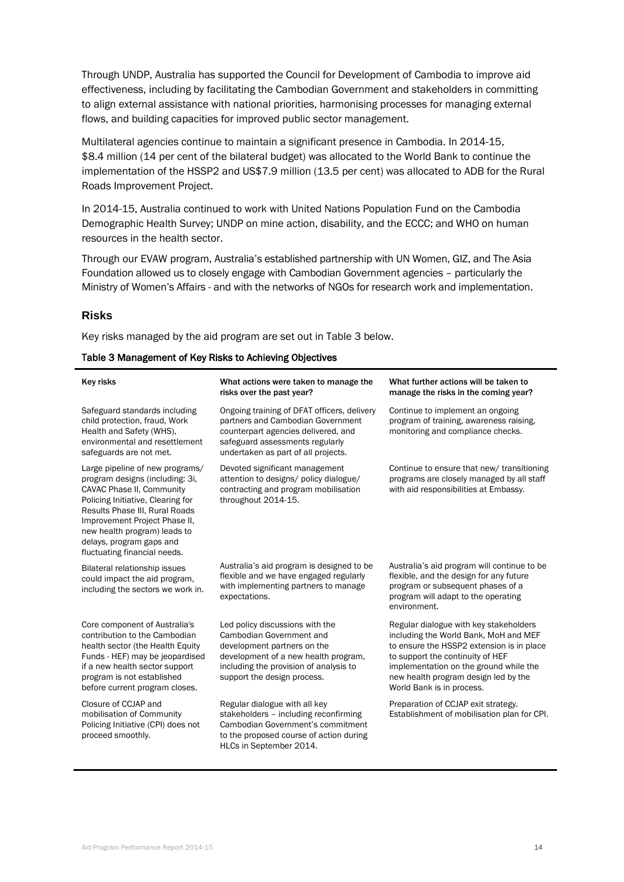Through UNDP, Australia has supported the Council for Development of Cambodia to improve aid effectiveness, including by facilitating the Cambodian Government and stakeholders in committing to align external assistance with national priorities, harmonising processes for managing external flows, and building capacities for improved public sector management.

Multilateral agencies continue to maintain a significant presence in Cambodia. In 2014-15, $8.4 million (14 per cent of the bilateral budget) was allocated to the World Bank to continue the implementation of the HSSP2 and US$7.9 million (13.5 per cent) was allocated to ADB for the Rural Roads Improvement Project.

In 2014-15, Australia continued to work with United Nations Population Fund on the Cambodia Demographic Health Survey; UNDP on mine action, disability, and the ECCC; and WHO on human resources in the health sector.

Through our EVAW program, Australia's established partnership with UN Women, GIZ, and The Asia Foundation allowed us to closely engage with Cambodian Government agencies – particularly the Ministry of Women's Affairs - and with the networks of NGOs for research work and implementation.

### Risks

Key risks managed by the aid program are set out in Table 3 below.

**Table 3 Management of Key Risks to Achieving Objectives**

| Key risks | What actions were taken to manage the risks over the past year? | What further actions will be taken to manage the risks in the coming year? |
|---|---|---|
| Safeguard standards including child protection, fraud, Work Health and Safety (WHS), environmental and resettlement safeguards are not met. | Ongoing training of DFAT officers, delivery partners and Cambodian Government counterpart agencies delivered, and safeguard assessments regularly undertaken as part of all projects. | Continue to implement an ongoing program of training, awareness raising, monitoring and compliance checks. |
| Large pipeline of new programs/ program designs (including: 3i, CAVAC Phase II, Community Policing Initiative, Clearing for Results Phase III, Rural Roads Improvement Project Phase II, new health program) leads to delays, program gaps and fluctuating financial needs. | Devoted significant management attention to designs/ policy dialogue/ contracting and program mobilisation throughout 2014-15. | Continue to ensure that new/ transitioning programs are closely managed by all staff with aid responsibilities at Embassy. |
| Bilateral relationship issues could impact the aid program, including the sectors we work in. | Australia's aid program is designed to be flexible and we have engaged regularly with implementing partners to manage expectations. | Australia's aid program will continue to be flexible, and the design for any future program or subsequent phases of a program will adapt to the operating environment. |
| Core component of Australia's contribution to the Cambodian health sector (the Health Equity Funds - HEF) may be jeopardised if a new health sector support program is not established before current program closes. | Led policy discussions with the Cambodian Government and development partners on the development of a new health program, including the provision of analysis to support the design process. | Regular dialogue with key stakeholders including the World Bank, MoH and MEF to ensure the HSSP2 extension is in place to support the continuity of HEF implementation on the ground while the new health program design led by the World Bank is in process. |
| Closure of CCJAP and mobilisation of Community Policing Initiative (CPI) does not proceed smoothly. | Regular dialogue with all key stakeholders – including reconfirming Cambodian Government's commitment to the proposed course of action during HLCs in September 2014. | Preparation of CCJAP exit strategy. Establishment of mobilisation plan for CPI. |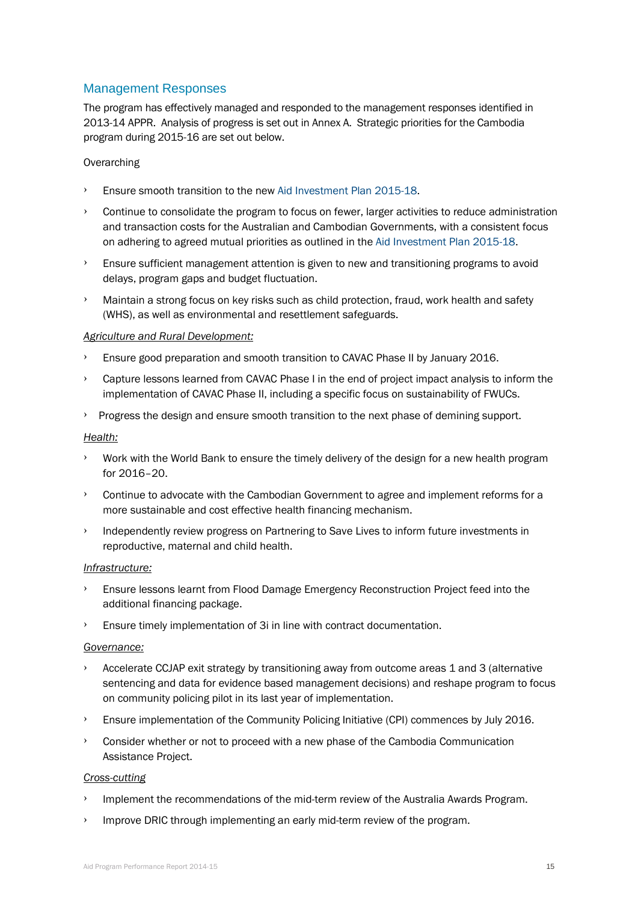## Management Responses

The program has effectively managed and responded to the management responses identified in 2013-14 APPR. Analysis of progress is set out in Annex A. Strategic priorities for the Cambodia program during 2015-16 are set out below.

Overarching

- Ensure smooth transition to the new Aid Investment Plan 2015-18.
- Continue to consolidate the program to focus on fewer, larger activities to reduce administration and transaction costs for the Australian and Cambodian Governments, with a consistent focus on adhering to agreed mutual priorities as outlined in the Aid Investment Plan 2015-18.
- Ensure sufficient management attention is given to new and transitioning programs to avoid delays, program gaps and budget fluctuation.
- Maintain a strong focus on key risks such as child protection, fraud, work health and safety (WHS), as well as environmental and resettlement safeguards.

*Agriculture and Rural Development:*

- Ensure good preparation and smooth transition to CAVAC Phase II by January 2016.
- Capture lessons learned from CAVAC Phase I in the end of project impact analysis to inform the implementation of CAVAC Phase II, including a specific focus on sustainability of FWUCs.
- Progress the design and ensure smooth transition to the next phase of demining support.

*Health:*

- Work with the World Bank to ensure the timely delivery of the design for a new health program for 2016–20.
- Continue to advocate with the Cambodian Government to agree and implement reforms for a more sustainable and cost effective health financing mechanism.
- Independently review progress on Partnering to Save Lives to inform future investments in reproductive, maternal and child health.

*Infrastructure:*

- Ensure lessons learnt from Flood Damage Emergency Reconstruction Project feed into the additional financing package.
- Ensure timely implementation of 3i in line with contract documentation.

*Governance:*

- Accelerate CCJAP exit strategy by transitioning away from outcome areas 1 and 3 (alternative sentencing and data for evidence based management decisions) and reshape program to focus on community policing pilot in its last year of implementation.
- Ensure implementation of the Community Policing Initiative (CPI) commences by July 2016.
- Consider whether or not to proceed with a new phase of the Cambodia Communication Assistance Project.

*Cross-cutting*

- Implement the recommendations of the mid-term review of the Australia Awards Program.
- Improve DRIC through implementing an early mid-term review of the program.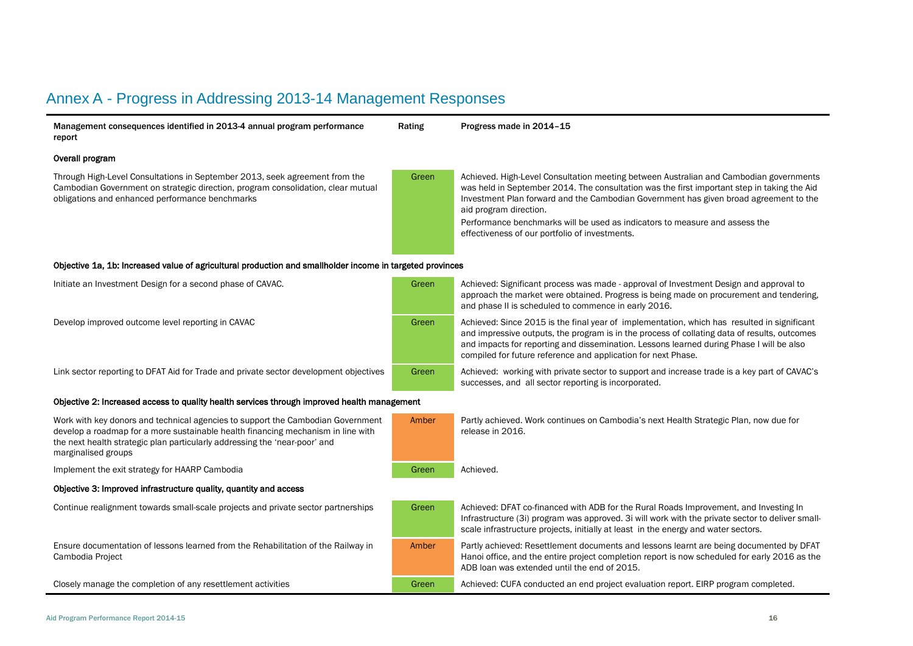# Annex A - Progress in Addressing 2013-14 Management Responses

| Management consequences identified in 2013-4 annual program performance report | Rating | Progress made in 2014–15 |
|---|---|---|
| **Overall program** | | |
| Through High-Level Consultations in September 2013, seek agreement from the Cambodian Government on strategic direction, program consolidation, clear mutual obligations and enhanced performance benchmarks | Green | Achieved. High-Level Consultation meeting between Australian and Cambodian governments was held in September 2014. The consultation was the first important step in taking the Aid Investment Plan forward and the Cambodian Government has given broad agreement to the aid program direction. Performance benchmarks will be used as indicators to measure and assess the effectiveness of our portfolio of investments. |
| **Objective 1a, 1b: Increased value of agricultural production and smallholder income in targeted provinces** | | |
| Initiate an Investment Design for a second phase of CAVAC. | Green | Achieved: Significant process was made - approval of Investment Design and approval to approach the market were obtained. Progress is being made on procurement and tendering, and phase II is scheduled to commence in early 2016. |
| Develop improved outcome level reporting in CAVAC | Green | Achieved: Since 2015 is the final year of implementation, which has resulted in significant and impressive outputs, the program is in the process of collating data of results, outcomes and impacts for reporting and dissemination. Lessons learned during Phase I will be also compiled for future reference and application for next Phase. |
| Link sector reporting to DFAT Aid for Trade and private sector development objectives | Green | Achieved: working with private sector to support and increase trade is a key part of CAVAC's successes, and all sector reporting is incorporated. |
| **Objective 2: Increased access to quality health services through improved health management** | | |
| Work with key donors and technical agencies to support the Cambodian Government develop a roadmap for a more sustainable health financing mechanism in line with the next health strategic plan particularly addressing the 'near-poor' and marginalised groups | Amber | Partly achieved. Work continues on Cambodia's next Health Strategic Plan, now due for release in 2016. |
| Implement the exit strategy for HAARP Cambodia | Green | Achieved. |
| **Objective 3: Improved infrastructure quality, quantity and access** | | |
| Continue realignment towards small-scale projects and private sector partnerships | Green | Achieved: DFAT co-financed with ADB for the Rural Roads Improvement, and Investing In Infrastructure (3i) program was approved. 3i will work with the private sector to deliver small-scale infrastructure projects, initially at least in the energy and water sectors. |
| Ensure documentation of lessons learned from the Rehabilitation of the Railway in Cambodia Project | Amber | Partly achieved: Resettlement documents and lessons learnt are being documented by DFAT Hanoi office, and the entire project completion report is now scheduled for early 2016 as the ADB loan was extended until the end of 2015. |
| Closely manage the completion of any resettlement activities | Green | Achieved: CUFA conducted an end project evaluation report. EIRP program completed. |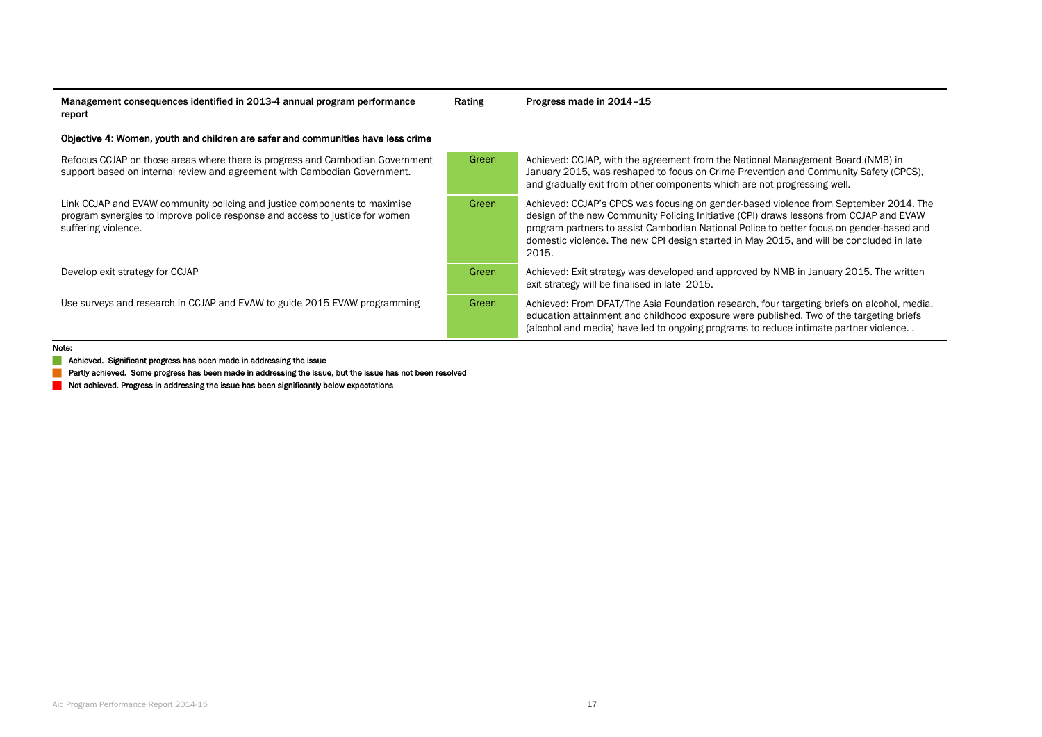| Management consequences identified in 2013-4 annual program performance report | Rating | Progress made in 2014–15 |
|---|---|---|
| **Objective 4: Women, youth and children are safer and communities have less crime** | | |
| Refocus CCJAP on those areas where there is progress and Cambodian Government support based on internal review and agreement with Cambodian Government. | Green | Achieved: CCJAP, with the agreement from the National Management Board (NMB) in January 2015, was reshaped to focus on Crime Prevention and Community Safety (CPCS), and gradually exit from other components which are not progressing well. |
| Link CCJAP and EVAW community policing and justice components to maximise program synergies to improve police response and access to justice for women suffering violence. | Green | Achieved: CCJAP's CPCS was focusing on gender-based violence from September 2014. The design of the new Community Policing Initiative (CPI) draws lessons from CCJAP and EVAW program partners to assist Cambodian National Police to better focus on gender-based and domestic violence. The new CPI design started in May 2015, and will be concluded in late 2015. |
| Develop exit strategy for CCJAP | Green | Achieved: Exit strategy was developed and approved by NMB in January 2015. The written exit strategy will be finalised in late 2015. |
| Use surveys and research in CCJAP and EVAW to guide 2015 EVAW programming | Green | Achieved: From DFAT/The Asia Foundation research, four targeting briefs on alcohol, media, education attainment and childhood exposure were published. Two of the targeting briefs (alcohol and media) have led to ongoing programs to reduce intimate partner violence. . |

Note:

- Achieved. Significant progress has been made in addressing the issue
- Partly achieved. Some progress has been made in addressing the issue, but the issue has not been resolved
- Not achieved. Progress in addressing the issue has been significantly below expectations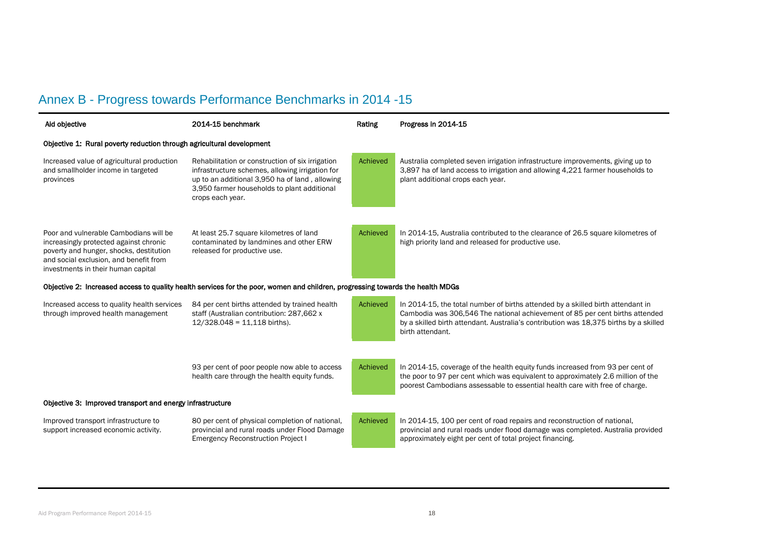# Annex B - Progress towards Performance Benchmarks in 2014 -15

| Aid objective | 2014-15 benchmark | Rating | Progress in 2014-15 |
|---|---|---|---|
| **Objective 1: Rural poverty reduction through agricultural development** | | | |
| Increased value of agricultural production and smallholder income in targeted provinces | Rehabilitation or construction of six irrigation infrastructure schemes, allowing irrigation for up to an additional 3,950 ha of land , allowing 3,950 farmer households to plant additional crops each year. | Achieved | Australia completed seven irrigation infrastructure improvements, giving up to 3,897 ha of land access to irrigation and allowing 4,221 farmer households to plant additional crops each year. |
| Poor and vulnerable Cambodians will be increasingly protected against chronic poverty and hunger, shocks, destitution and social exclusion, and benefit from investments in their human capital | At least 25.7 square kilometres of land contaminated by landmines and other ERW released for productive use. | Achieved | In 2014-15, Australia contributed to the clearance of 26.5 square kilometres of high priority land and released for productive use. |
| **Objective 2: Increased access to quality health services for the poor, women and children, progressing towards the health MDGs** | | | |
| Increased access to quality health services through improved health management | 84 per cent births attended by trained health staff (Australian contribution: 287,662 x 12/328.048 = 11,118 births). | Achieved | In 2014-15, the total number of births attended by a skilled birth attendant in Cambodia was 306,546 The national achievement of 85 per cent births attended by a skilled birth attendant. Australia's contribution was 18,375 births by a skilled birth attendant. |
| | 93 per cent of poor people now able to access health care through the health equity funds. | Achieved | In 2014-15, coverage of the health equity funds increased from 93 per cent of the poor to 97 per cent which was equivalent to approximately 2.6 million of the poorest Cambodians assessable to essential health care with free of charge. |
| **Objective 3: Improved transport and energy infrastructure** | | | |
| Improved transport infrastructure to support increased economic activity. | 80 per cent of physical completion of national, provincial and rural roads under Flood Damage Emergency Reconstruction Project I | Achieved | In 2014-15, 100 per cent of road repairs and reconstruction of national, provincial and rural roads under flood damage was completed. Australia provided approximately eight per cent of total project financing. |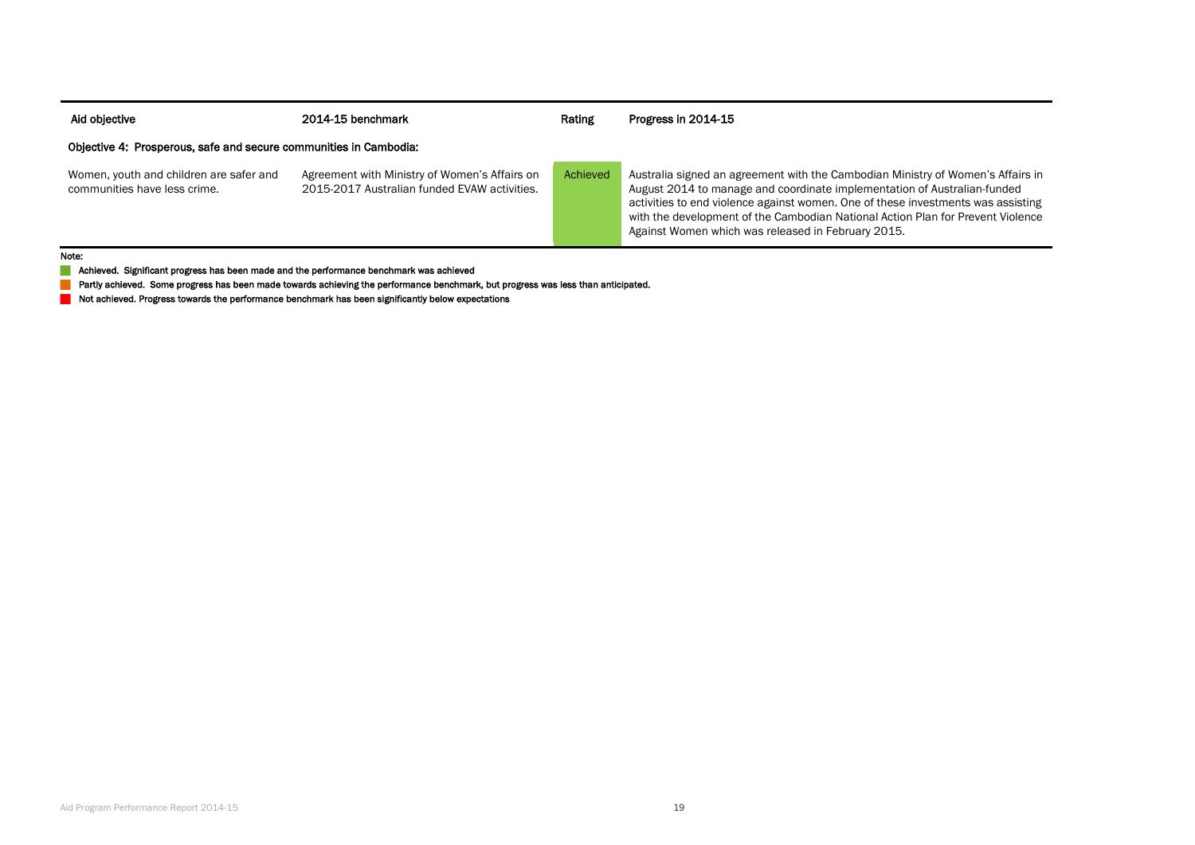| Aid objective | 2014-15 benchmark | Rating | Progress in 2014-15 |
| --- | --- | --- | --- |
| **Objective 4: Prosperous, safe and secure communities in Cambodia:** | | | |
| Women, youth and children are safer and communities have less crime. | Agreement with Ministry of Women's Affairs on 2015-2017 Australian funded EVAW activities. | Achieved | Australia signed an agreement with the Cambodian Ministry of Women's Affairs in August 2014 to manage and coordinate implementation of Australian-funded activities to end violence against women. One of these investments was assisting with the development of the Cambodian National Action Plan for Prevent Violence Against Women which was released in February 2015. |

**Note:**

- **Achieved. Significant progress has been made and the performance benchmark was achieved**
- **Partly achieved. Some progress has been made towards achieving the performance benchmark, but progress was less than anticipated.**
- **Not achieved. Progress towards the performance benchmark has been significantly below expectations**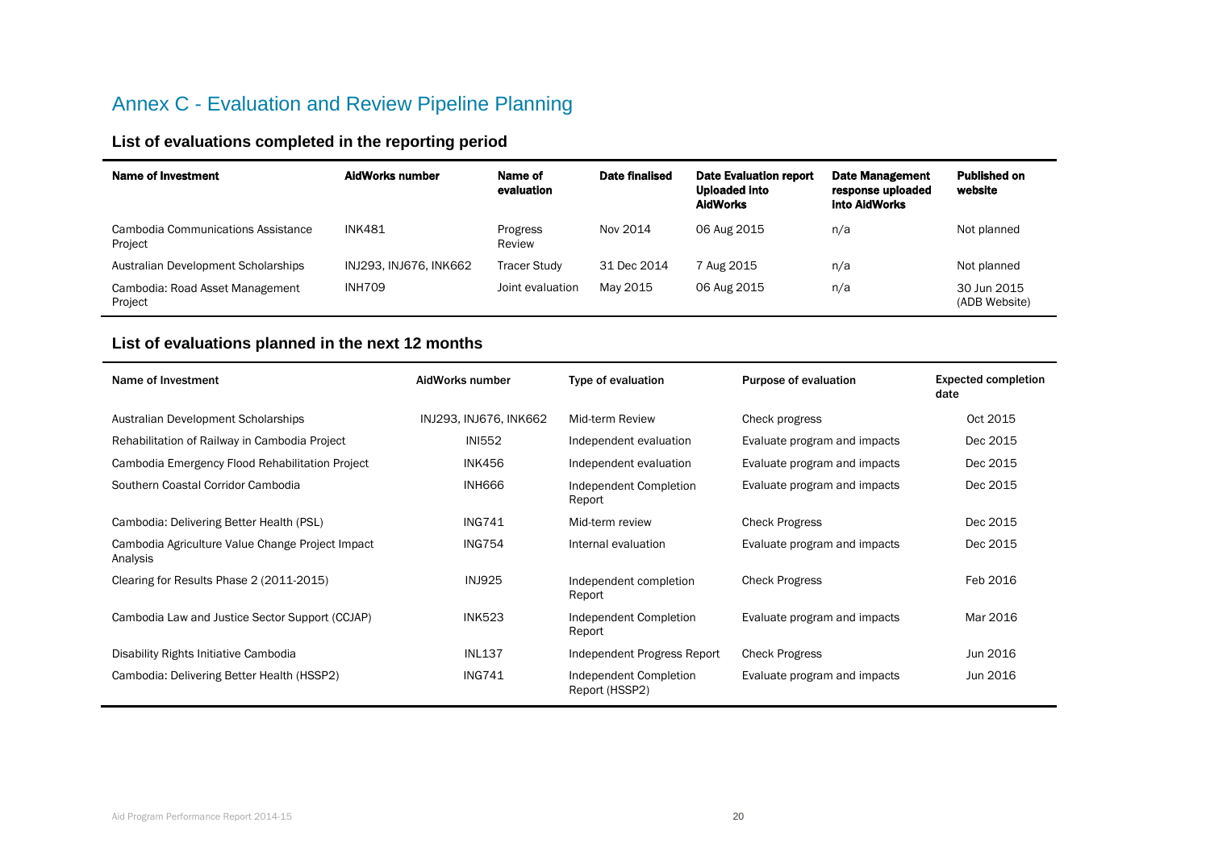# Annex C - Evaluation and Review Pipeline Planning

## List of evaluations completed in the reporting period

| Name of Investment | AidWorks number | Name of evaluation | Date finalised | Date Evaluation report Uploaded into AidWorks | Date Management response uploaded into AidWorks | Published on website |
|---|---|---|---|---|---|---|
| Cambodia Communications Assistance Project | INK481 | Progress Review | Nov 2014 | 06 Aug 2015 | n/a | Not planned |
| Australian Development Scholarships | INJ293, INJ676, INK662 | Tracer Study | 31 Dec 2014 | 7 Aug 2015 | n/a | Not planned |
| Cambodia: Road Asset Management Project | INH709 | Joint evaluation | May 2015 | 06 Aug 2015 | n/a | 30 Jun 2015 (ADB Website) |

## List of evaluations planned in the next 12 months

| Name of Investment | AidWorks number | Type of evaluation | Purpose of evaluation | Expected completion date |
|---|---|---|---|---|
| Australian Development Scholarships | INJ293, INJ676, INK662 | Mid-term Review | Check progress | Oct 2015 |
| Rehabilitation of Railway in Cambodia Project | INI552 | Independent evaluation | Evaluate program and impacts | Dec 2015 |
| Cambodia Emergency Flood Rehabilitation Project | INK456 | Independent evaluation | Evaluate program and impacts | Dec 2015 |
| Southern Coastal Corridor Cambodia | INH666 | Independent Completion Report | Evaluate program and impacts | Dec 2015 |
| Cambodia: Delivering Better Health (PSL) | ING741 | Mid-term review | Check Progress | Dec 2015 |
| Cambodia Agriculture Value Change Project Impact Analysis | ING754 | Internal evaluation | Evaluate program and impacts | Dec 2015 |
| Clearing for Results Phase 2 (2011-2015) | INJ925 | Independent completion Report | Check Progress | Feb 2016 |
| Cambodia Law and Justice Sector Support (CCJAP) | INK523 | Independent Completion Report | Evaluate program and impacts | Mar 2016 |
| Disability Rights Initiative Cambodia | INL137 | Independent Progress Report | Check Progress | Jun 2016 |
| Cambodia: Delivering Better Health (HSSP2) | ING741 | Independent Completion Report (HSSP2) | Evaluate program and impacts | Jun 2016 |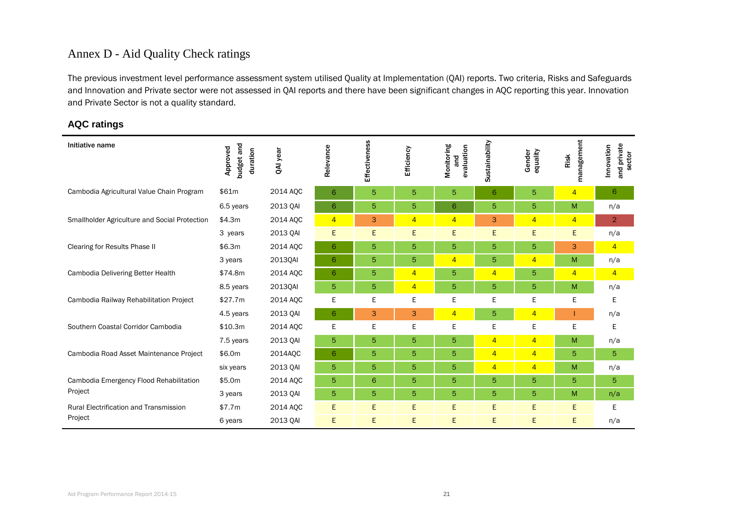# Annex D - Aid Quality Check ratings

The previous investment level performance assessment system utilised Quality at Implementation (QAI) reports. Two criteria, Risks and Safeguards and Innovation and Private sector were not assessed in QAI reports and there have been significant changes in AQC reporting this year. Innovation and Private Sector is not a quality standard.

## AQC ratings

| Initiative name | Approved budget and duration | QAI year | Relevance | Effectiveness | Efficiency | Monitoring and evaluation | Sustainability | Gender equality | Risk management | Innovation and private sector |
|---|---|---|---|---|---|---|---|---|---|---|
| Cambodia Agricultural Value Chain Program | $61m | 2014 AQC | 6 | 5 | 5 | 5 | 6 | 5 | 4 | 6 |
| | 6.5 years | 2013 QAI | 6 | 5 | 5 | 6 | 5 | 5 | M | n/a |
| Smallholder Agriculture and Social Protection | $4.3m | 2014 AQC | 4 | 3 | 4 | 4 | 3 | 4 | 4 | 2 |
| | 3 years | 2013 QAI | E | E | E | E | E | E | E | n/a |
| Clearing for Results Phase II | $6.3m | 2014 AQC | 6 | 5 | 5 | 5 | 5 | 5 | 3 | 4 |
| | 3 years | 2013QAI | 6 | 5 | 5 | 4 | 5 | 4 | M | n/a |
| Cambodia Delivering Better Health | $74.8m | 2014 AQC | 6 | 5 | 4 | 5 | 4 | 5 | 4 | 4 |
| | 8.5 years | 2013QAI | 5 | 5 | 4 | 5 | 5 | 5 | M | n/a |
| Cambodia Railway Rehabilitation Project | $27.7m | 2014 AQC | E | E | E | E | E | E | E | E |
| | 4.5 years | 2013 QAI | 6 | 3 | 3 | 4 | 5 | 4 | I | n/a |
| Southern Coastal Corridor Cambodia | $10.3m | 2014 AQC | E | E | E | E | E | E | E | E |
| | 7.5 years | 2013 QAI | 5 | 5 | 5 | 5 | 4 | 4 | M | n/a |
| Cambodia Road Asset Maintenance Project | $6.0m | 2014AQC | 6 | 5 | 5 | 5 | 4 | 4 | 5 | 5 |
| | six years | 2013 QAI | 5 | 5 | 5 | 5 | 4 | 4 | M | n/a |
| Cambodia Emergency Flood Rehabilitation Project | $5.0m | 2014 AQC | 5 | 6 | 5 | 5 | 5 | 5 | 5 | 5 |
| | 3 years | 2013 QAI | 5 | 5 | 5 | 5 | 5 | 5 | M | n/a |
| Rural Electrification and Transmission Project | $7.7m | 2014 AQC | E | E | E | E | E | E | E | E |
| | 6 years | 2013 QAI | E | E | E | E | E | E | E | n/a |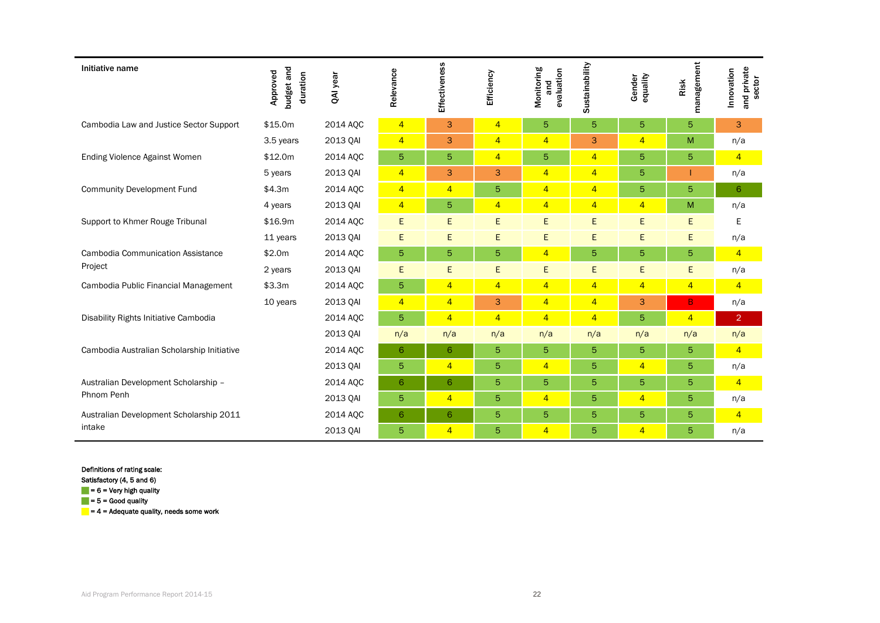| Initiative name | Approved budget and duration | QAI year | Relevance | Effectiveness | Efficiency | Monitoring and evaluation | Sustainability | Gender equality | Risk management | Innovation and private sector |
|---|---|---|---|---|---|---|---|---|---|---|
| Cambodia Law and Justice Sector Support | $15.0m | 2014 AQC | 4 | 3 | 4 | 5 | 5 | 5 | 5 | 3 |
| | 3.5 years | 2013 QAI | 4 | 3 | 4 | 4 | 3 | 4 | M | n/a |
| Ending Violence Against Women | $12.0m | 2014 AQC | 5 | 5 | 4 | 5 | 4 | 5 | 5 | 4 |
| | 5 years | 2013 QAI | 4 | 3 | 3 | 4 | 4 | 5 | I | n/a |
| Community Development Fund | $4.3m | 2014 AQC | 4 | 4 | 5 | 4 | 4 | 5 | 5 | 6 |
| | 4 years | 2013 QAI | 4 | 5 | 4 | 4 | 4 | 4 | M | n/a |
| Support to Khmer Rouge Tribunal | $16.9m | 2014 AQC | E | E | E | E | E | E | E | E |
| | 11 years | 2013 QAI | E | E | E | E | E | E | E | n/a |
| Cambodia Communication Assistance Project | $2.0m | 2014 AQC | 5 | 5 | 5 | 4 | 5 | 5 | 5 | 4 |
| | 2 years | 2013 QAI | E | E | E | E | E | E | E | n/a |
| Cambodia Public Financial Management | $3.3m | 2014 AQC | 5 | 4 | 4 | 4 | 4 | 4 | 4 | 4 |
| | 10 years | 2013 QAI | 4 | 4 | 3 | 4 | 4 | 3 | B | n/a |
| Disability Rights Initiative Cambodia | | 2014 AQC | 5 | 4 | 4 | 4 | 4 | 5 | 4 | 2 |
| | | 2013 QAI | n/a | n/a | n/a | n/a | n/a | n/a | n/a | n/a |
| Cambodia Australian Scholarship Initiative | | 2014 AQC | 6 | 6 | 5 | 5 | 5 | 5 | 5 | 4 |
| | | 2013 QAI | 5 | 4 | 5 | 4 | 5 | 4 | 5 | n/a |
| Australian Development Scholarship – Phnom Penh | | 2014 AQC | 6 | 6 | 5 | 5 | 5 | 5 | 5 | 4 |
| | | 2013 QAI | 5 | 4 | 5 | 4 | 5 | 4 | 5 | n/a |
| Australian Development Scholarship 2011 intake | | 2014 AQC | 6 | 6 | 5 | 5 | 5 | 5 | 5 | 4 |
| | | 2013 QAI | 5 | 4 | 5 | 4 | 5 | 4 | 5 | n/a |

**Definitions of rating scale:**

**Satisfactory (4, 5 and 6)**

**= 6 = Very high quality**

**= 5 = Good quality**

**= 4 = Adequate quality, needs some work**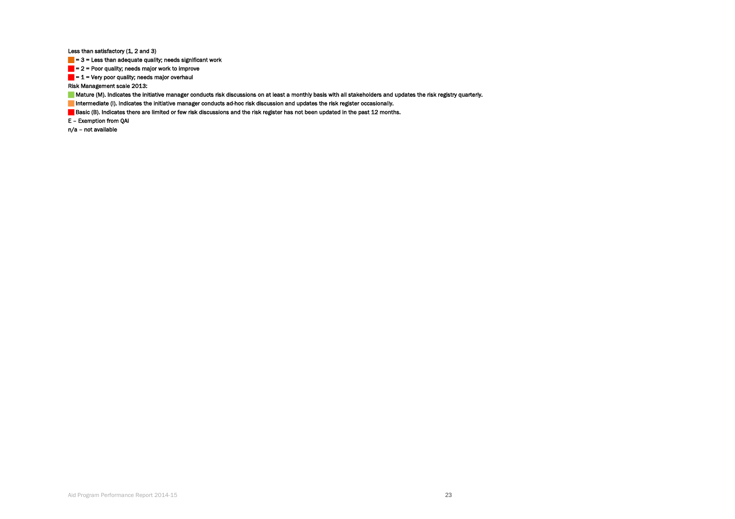Less than satisfactory (1, 2 and 3)

- = 3 = Less than adequate quality; needs significant work
- = 2 = Poor quality; needs major work to improve
- = 1 = Very poor quality; needs major overhaul

Risk Management scale 2013:

- Mature (M). Indicates the initiative manager conducts risk discussions on at least a monthly basis with all stakeholders and updates the risk registry quarterly.
- Intermediate (I). Indicates the initiative manager conducts ad-hoc risk discussion and updates the risk register occasionally.
- Basic (B). Indicates there are limited or few risk discussions and the risk register has not been updated in the past 12 months.

E – Exemption from QAI

n/a – not available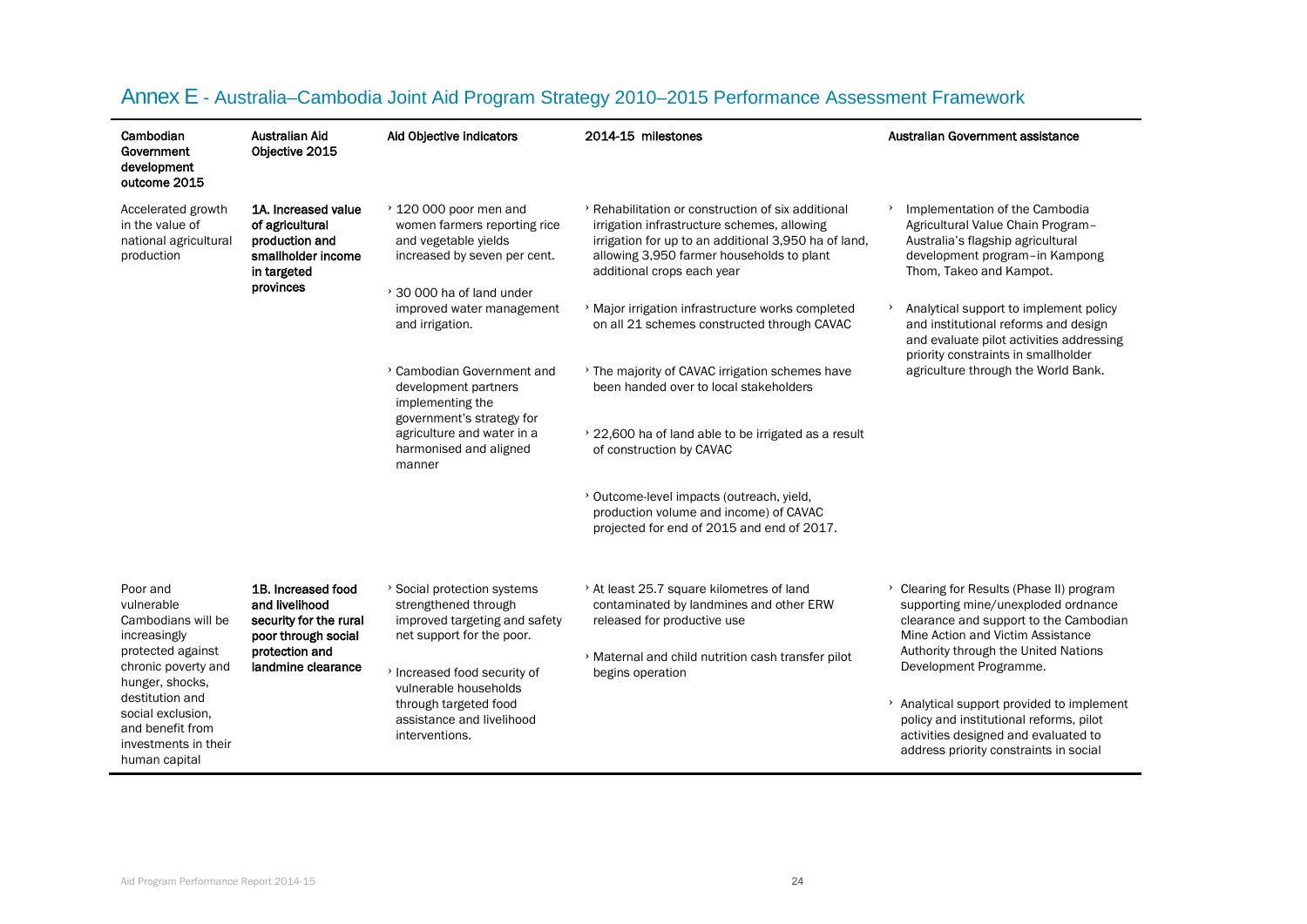# Annex E - Australia–Cambodia Joint Aid Program Strategy 2010–2015 Performance Assessment Framework

| Cambodian Government development outcome 2015 | Australian Aid Objective 2015 | Aid Objective Indicators | 2014-15 milestones | Australian Government assistance |
|---|---|---|---|---|
| Accelerated growth in the value of national agricultural production | **1A. Increased value of agricultural production and smallholder income in targeted provinces** | › 120 000 poor men and women farmers reporting rice and vegetable yields increased by seven per cent.<br>› 30 000 ha of land under improved water management and irrigation.<br>› Cambodian Government and development partners implementing the government's strategy for agriculture and water in a harmonised and aligned manner | › Rehabilitation or construction of six additional irrigation infrastructure schemes, allowing irrigation for up to an additional 3,950 ha of land, allowing 3,950 farmer households to plant additional crops each year<br>› Major irrigation infrastructure works completed on all 21 schemes constructed through CAVAC<br>› The majority of CAVAC irrigation schemes have been handed over to local stakeholders<br>› 22,600 ha of land able to be irrigated as a result of construction by CAVAC<br>› Outcome-level impacts (outreach, yield, production volume and income) of CAVAC projected for end of 2015 and end of 2017. | › Implementation of the Cambodia Agricultural Value Chain Program–Australia's flagship agricultural development program–in Kampong Thom, Takeo and Kampot.<br>› Analytical support to implement policy and institutional reforms and design and evaluate pilot activities addressing priority constraints in smallholder agriculture through the World Bank. |
| Poor and vulnerable Cambodians will be increasingly protected against chronic poverty and hunger, shocks, destitution and social exclusion, and benefit from investments in their human capital | **1B. Increased food and livelihood security for the rural poor through social protection and landmine clearance** | › Social protection systems strengthened through improved targeting and safety net support for the poor.<br>› Increased food security of vulnerable households through targeted food assistance and livelihood interventions. | › At least 25.7 square kilometres of land contaminated by landmines and other ERW released for productive use<br>› Maternal and child nutrition cash transfer pilot begins operation | › Clearing for Results (Phase II) program supporting mine/unexploded ordnance clearance and support to the Cambodian Mine Action and Victim Assistance Authority through the United Nations Development Programme.<br>› Analytical support provided to implement policy and institutional reforms, pilot activities designed and evaluated to address priority constraints in social |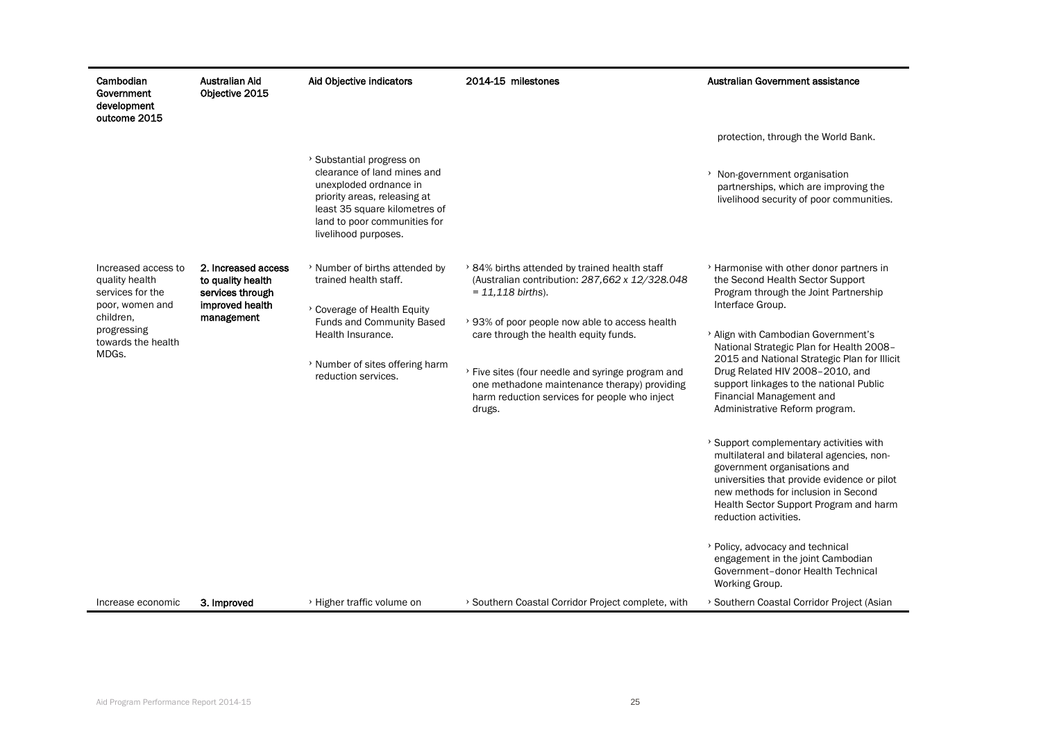| Cambodian Government development outcome 2015 | Australian Aid Objective 2015 | Aid Objective indicators | 2014-15 milestones | Australian Government assistance |
| --- | --- | --- | --- | --- |
| | | | | protection, through the World Bank. |
| | | › Substantial progress on clearance of land mines and unexploded ordnance in priority areas, releasing at least 35 square kilometres of land to poor communities for livelihood purposes. | | › Non-government organisation partnerships, which are improving the livelihood security of poor communities. |
| Increased access to quality health services for the poor, women and children, progressing towards the health MDGs. | **2. Increased access to quality health services through improved health management** | › Number of births attended by trained health staff.<br><br>› Coverage of Health Equity Funds and Community Based Health Insurance.<br><br>› Number of sites offering harm reduction services. | › 84% births attended by trained health staff (Australian contribution: *287,662 x 12/328.048 = 11,118 births*).<br><br>› 93% of poor people now able to access health care through the health equity funds.<br><br>› Five sites (four needle and syringe program and one methadone maintenance therapy) providing harm reduction services for people who inject drugs. | › Harmonise with other donor partners in the Second Health Sector Support Program through the Joint Partnership Interface Group.<br><br>› Align with Cambodian Government's National Strategic Plan for Health 2008–2015 and National Strategic Plan for Illicit Drug Related HIV 2008–2010, and support linkages to the national Public Financial Management and Administrative Reform program.<br><br>› Support complementary activities with multilateral and bilateral agencies, non-government organisations and universities that provide evidence or pilot new methods for inclusion in Second Health Sector Support Program and harm reduction activities.<br><br>› Policy, advocacy and technical engagement in the joint Cambodian Government–donor Health Technical Working Group. |
| Increase economic | **3. Improved** | › Higher traffic volume on | › Southern Coastal Corridor Project complete, with | › Southern Coastal Corridor Project (Asian |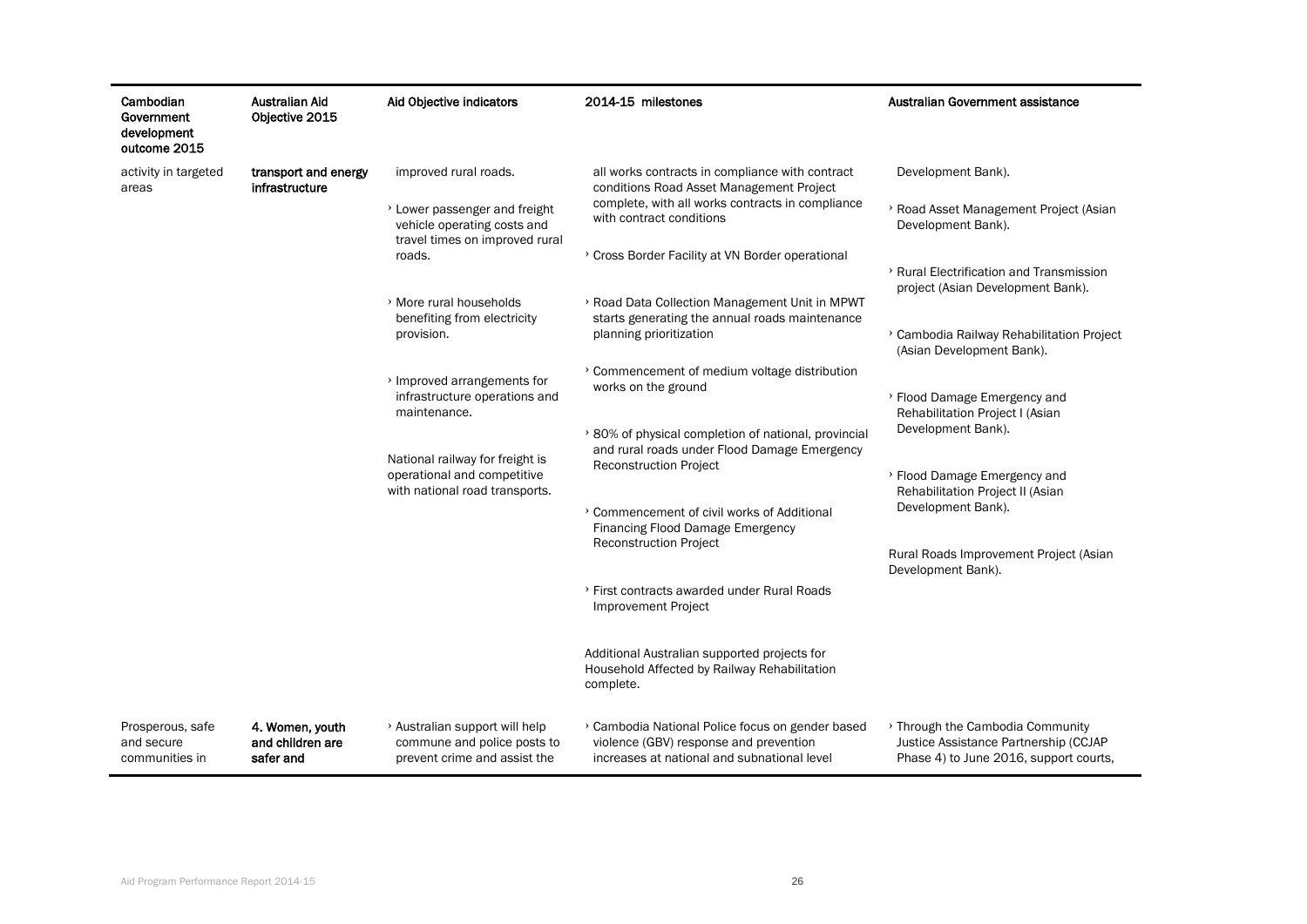| Cambodian Government development outcome 2015 | Australian Aid Objective 2015 | Aid Objective indicators | 2014-15 milestones | Australian Government assistance |
|---|---|---|---|---|
| activity in targeted areas | **transport and energy infrastructure** | improved rural roads.<br><br>› Lower passenger and freight vehicle operating costs and travel times on improved rural roads.<br><br>› More rural households benefiting from electricity provision.<br><br>› Improved arrangements for infrastructure operations and maintenance.<br><br>National railway for freight is operational and competitive with national road transports. | all works contracts in compliance with contract conditions Road Asset Management Project complete, with all works contracts in compliance with contract conditions<br><br>› Cross Border Facility at VN Border operational<br><br>› Road Data Collection Management Unit in MPWT starts generating the annual roads maintenance planning prioritization<br><br>› Commencement of medium voltage distribution works on the ground<br><br>› 80% of physical completion of national, provincial and rural roads under Flood Damage Emergency Reconstruction Project<br><br>› Commencement of civil works of Additional Financing Flood Damage Emergency Reconstruction Project<br><br>› First contracts awarded under Rural Roads Improvement Project<br><br>Additional Australian supported projects for Household Affected by Railway Rehabilitation complete. | Development Bank).<br><br>› Road Asset Management Project (Asian Development Bank).<br><br>› Rural Electrification and Transmission project (Asian Development Bank).<br><br>› Cambodia Railway Rehabilitation Project (Asian Development Bank).<br><br>› Flood Damage Emergency and Rehabilitation Project I (Asian Development Bank).<br><br>› Flood Damage Emergency and Rehabilitation Project II (Asian Development Bank).<br><br>Rural Roads Improvement Project (Asian Development Bank). |
| Prosperous, safe and secure communities in | **4. Women, youth and children are safer and** | › Australian support will help commune and police posts to prevent crime and assist the | › Cambodia National Police focus on gender based violence (GBV) response and prevention increases at national and subnational level | › Through the Cambodia Community Justice Assistance Partnership (CCJAP Phase 4) to June 2016, support courts, |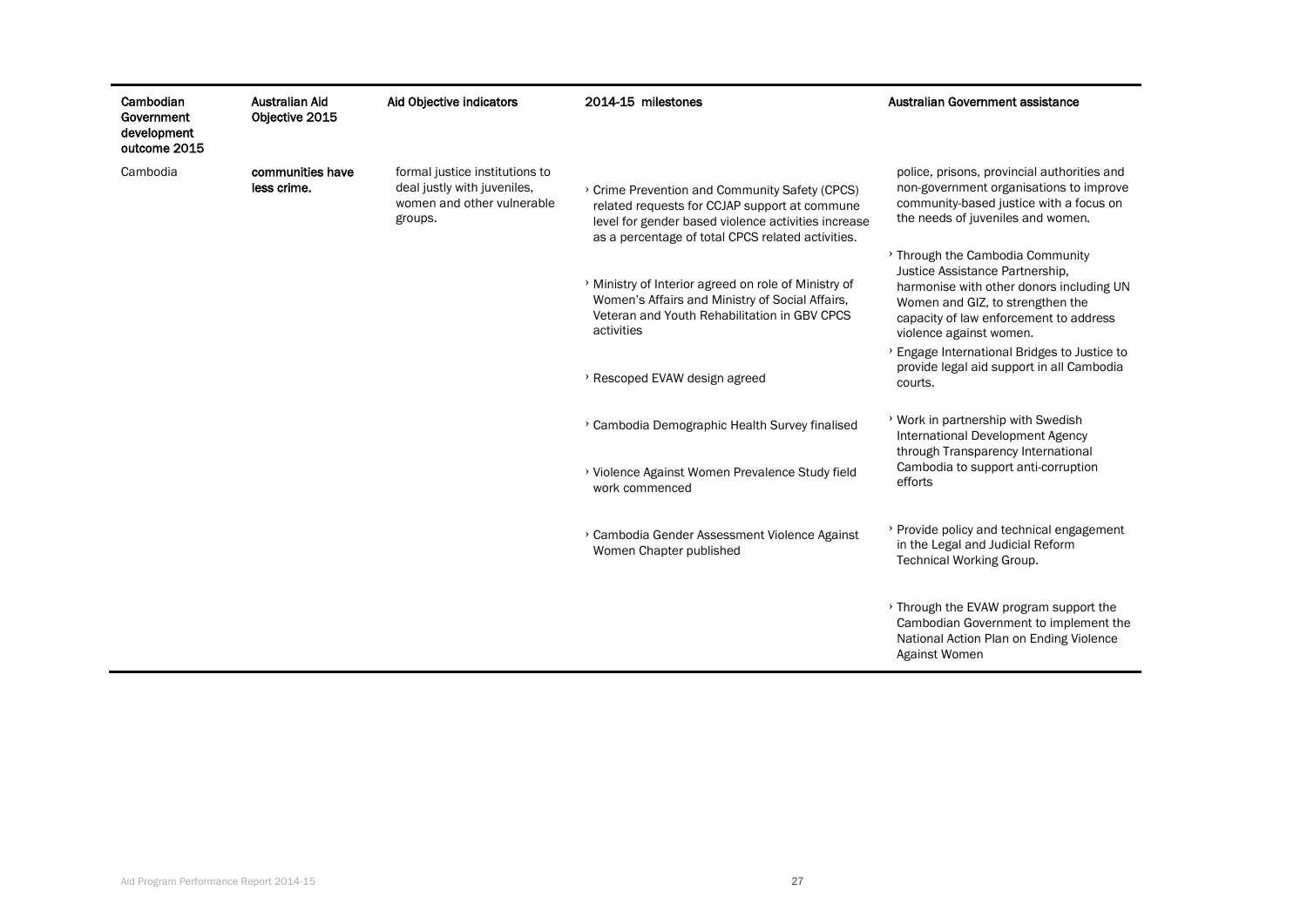| Cambodian Government development outcome 2015 | Australian Aid Objective 2015 | Aid Objective indicators | 2014-15 milestones | Australian Government assistance |
|---|---|---|---|---|
| Cambodia | **communities have less crime.** | formal justice institutions to deal justly with juveniles, women and other vulnerable groups. | › Crime Prevention and Community Safety (CPCS) related requests for CCJAP support at commune level for gender based violence activities increase as a percentage of total CPCS related activities.<br><br>› Ministry of Interior agreed on role of Ministry of Women's Affairs and Ministry of Social Affairs, Veteran and Youth Rehabilitation in GBV CPCS activities<br><br>› Rescoped EVAW design agreed<br><br>› Cambodia Demographic Health Survey finalised<br><br>› Violence Against Women Prevalence Study field work commenced<br><br>› Cambodia Gender Assessment Violence Against Women Chapter published | police, prisons, provincial authorities and non-government organisations to improve community-based justice with a focus on the needs of juveniles and women.<br><br>› Through the Cambodia Community Justice Assistance Partnership, harmonise with other donors including UN Women and GIZ, to strengthen the capacity of law enforcement to address violence against women.<br><br>› Engage International Bridges to Justice to provide legal aid support in all Cambodia courts.<br><br>› Work in partnership with Swedish International Development Agency through Transparency International Cambodia to support anti-corruption efforts<br><br>› Provide policy and technical engagement in the Legal and Judicial Reform Technical Working Group.<br><br>› Through the EVAW program support the Cambodian Government to implement the National Action Plan on Ending Violence Against Women |